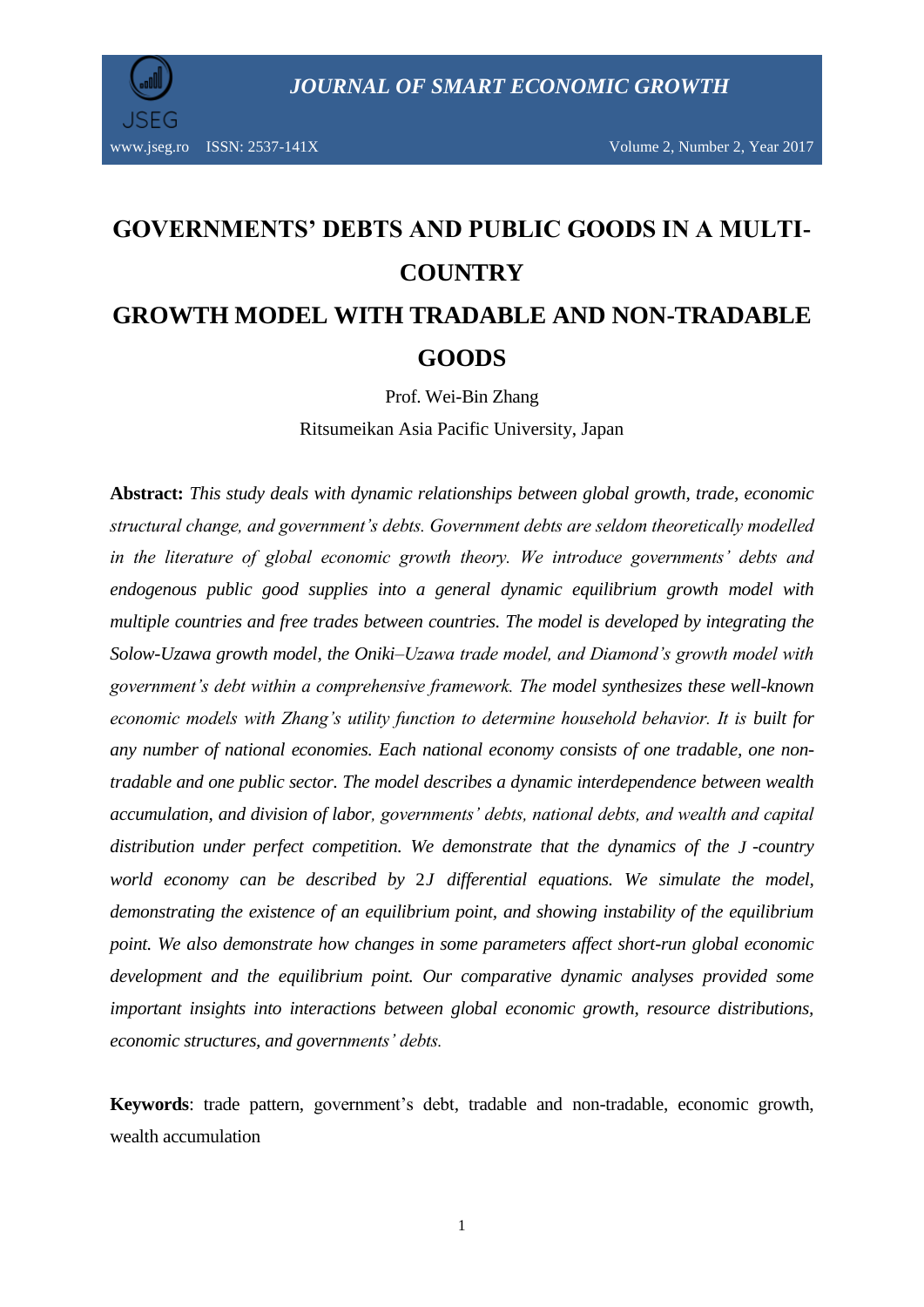# GOVERNMENTS' DEBTS AND PUBLIC GOODS IN A MULTI-COUNTRY GROWTH MODEL WITH TRADABLE AND NON-TRADABLE GOODS

Prof. Wei-Bin Zhang

Ritsumeikan Asia Pacific University, Japan

**Abstract:** *This study deals with dynamic relationships between global growth, trade, economic structural change, and government's debts. Government debts are seldom theoretically modelled in the literature of global economic growth theory. We introduce governments' debts and endogenous public good supplies into a general dynamic equilibrium growth model with multiple countries and free trades between countries. The model is developed by integrating the Solow-Uzawa growth model, the Oniki–Uzawa trade model, and Diamond's growth model with government's debt within a comprehensive framework. The model synthesizes these well-known economic models with Zhang's utility function to determine household behavior. It is built for any number of national economies. Each national economy consists of one tradable, one non-tradable and one public sector. The model describes a dynamic interdependence between wealth accumulation, and division of labor, governments' debts, national debts, and wealth and capital distribution under perfect competition. We demonstrate that the dynamics of the $J$-country world economy can be described by $2J$ differential equations. We simulate the model, demonstrating the existence of an equilibrium point, and showing instability of the equilibrium point. We also demonstrate how changes in some parameters affect short-run global economic development and the equilibrium point. Our comparative dynamic analyses provided some important insights into interactions between global economic growth, resource distributions, economic structures, and governments' debts.*

**Keywords**: trade pattern, government's debt, tradable and non-tradable, economic growth, wealth accumulation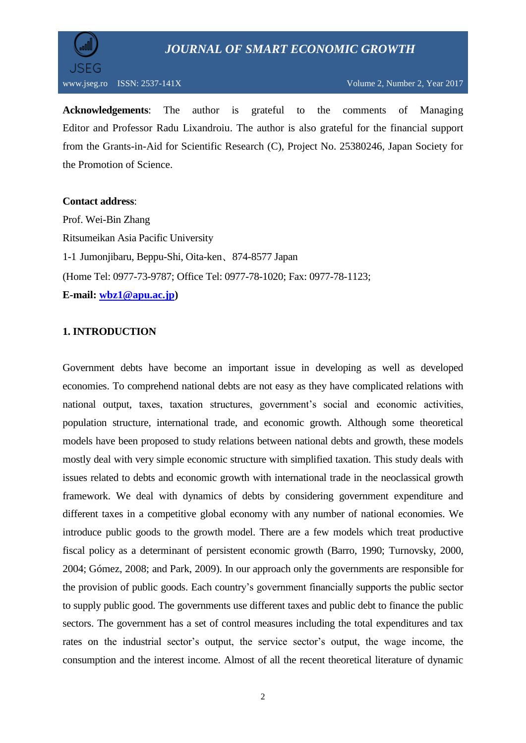**Acknowledgements**: The author is grateful to the comments of Managing Editor and Professor Radu Lixandroiu. The author is also grateful for the financial support from the Grants-in-Aid for Scientific Research (C), Project No. 25380246, Japan Society for the Promotion of Science.

**Contact address**:
Prof. Wei-Bin Zhang
Ritsumeikan Asia Pacific University
1-1 Jumonjibaru, Beppu-Shi, Oita-ken、874-8577 Japan
(Home Tel: 0977-73-9787; Office Tel: 0977-78-1020; Fax: 0977-78-1123;
**E-mail: wbz1@apu.ac.jp)**

## 1. INTRODUCTION

Government debts have become an important issue in developing as well as developed economies. To comprehend national debts are not easy as they have complicated relations with national output, taxes, taxation structures, government's social and economic activities, population structure, international trade, and economic growth. Although some theoretical models have been proposed to study relations between national debts and growth, these models mostly deal with very simple economic structure with simplified taxation. This study deals with issues related to debts and economic growth with international trade in the neoclassical growth framework. We deal with dynamics of debts by considering government expenditure and different taxes in a competitive global economy with any number of national economies. We introduce public goods to the growth model. There are a few models which treat productive fiscal policy as a determinant of persistent economic growth (Barro, 1990; Turnovsky, 2000, 2004; Gómez, 2008; and Park, 2009). In our approach only the governments are responsible for the provision of public goods. Each country's government financially supports the public sector to supply public good. The governments use different taxes and public debt to finance the public sectors. The government has a set of control measures including the total expenditures and tax rates on the industrial sector's output, the service sector's output, the wage income, the consumption and the interest income. Almost of all the recent theoretical literature of dynamic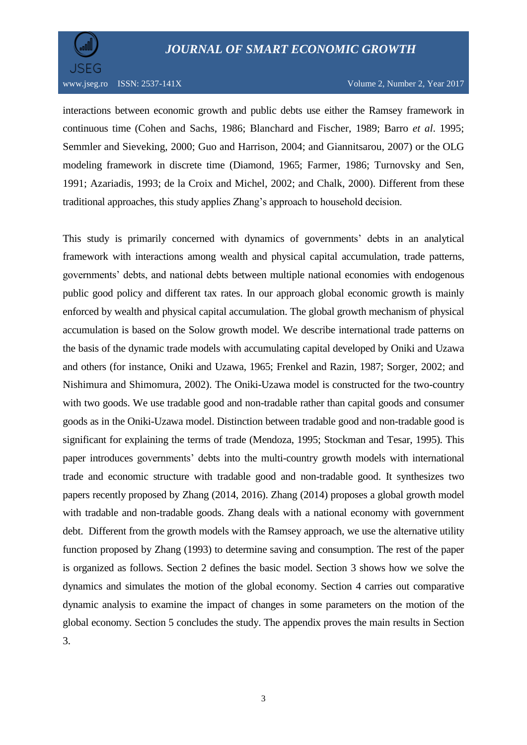interactions between economic growth and public debts use either the Ramsey framework in continuous time (Cohen and Sachs, 1986; Blanchard and Fischer, 1989; Barro *et al*. 1995; Semmler and Sieveking, 2000; Guo and Harrison, 2004; and Giannitsarou, 2007) or the OLG modeling framework in discrete time (Diamond, 1965; Farmer, 1986; Turnovsky and Sen, 1991; Azariadis, 1993; de la Croix and Michel, 2002; and Chalk, 2000). Different from these traditional approaches, this study applies Zhang's approach to household decision.

This study is primarily concerned with dynamics of governments' debts in an analytical framework with interactions among wealth and physical capital accumulation, trade patterns, governments' debts, and national debts between multiple national economies with endogenous public good policy and different tax rates. In our approach global economic growth is mainly enforced by wealth and physical capital accumulation. The global growth mechanism of physical accumulation is based on the Solow growth model. We describe international trade patterns on the basis of the dynamic trade models with accumulating capital developed by Oniki and Uzawa and others (for instance, Oniki and Uzawa, 1965; Frenkel and Razin, 1987; Sorger, 2002; and Nishimura and Shimomura, 2002). The Oniki-Uzawa model is constructed for the two-country with two goods. We use tradable good and non-tradable rather than capital goods and consumer goods as in the Oniki-Uzawa model. Distinction between tradable good and non-tradable good is significant for explaining the terms of trade (Mendoza, 1995; Stockman and Tesar, 1995). This paper introduces governments' debts into the multi-country growth models with international trade and economic structure with tradable good and non-tradable good. It synthesizes two papers recently proposed by Zhang (2014, 2016). Zhang (2014) proposes a global growth model with tradable and non-tradable goods. Zhang deals with a national economy with government debt. Different from the growth models with the Ramsey approach, we use the alternative utility function proposed by Zhang (1993) to determine saving and consumption. The rest of the paper is organized as follows. Section 2 defines the basic model. Section 3 shows how we solve the dynamics and simulates the motion of the global economy. Section 4 carries out comparative dynamic analysis to examine the impact of changes in some parameters on the motion of the global economy. Section 5 concludes the study. The appendix proves the main results in Section 3.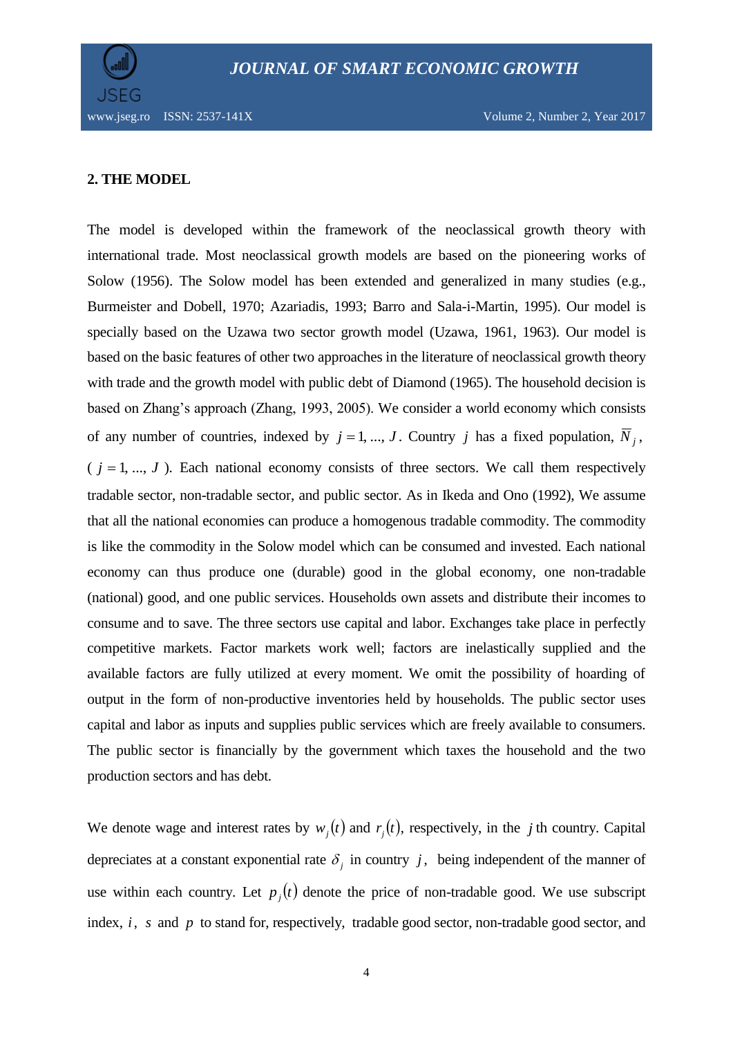## 2. THE MODEL

The model is developed within the framework of the neoclassical growth theory with international trade. Most neoclassical growth models are based on the pioneering works of Solow (1956). The Solow model has been extended and generalized in many studies (e.g., Burmeister and Dobell, 1970; Azariadis, 1993; Barro and Sala-i-Martin, 1995). Our model is specially based on the Uzawa two sector growth model (Uzawa, 1961, 1963). Our model is based on the basic features of other two approaches in the literature of neoclassical growth theory with trade and the growth model with public debt of Diamond (1965). The household decision is based on Zhang's approach (Zhang, 1993, 2005). We consider a world economy which consists of any number of countries, indexed by $j = 1, ..., J$. Country $j$ has a fixed population, $\bar{N}_j$, ( $j = 1, ..., J$ ). Each national economy consists of three sectors. We call them respectively tradable sector, non-tradable sector, and public sector. As in Ikeda and Ono (1992), We assume that all the national economies can produce a homogenous tradable commodity. The commodity is like the commodity in the Solow model which can be consumed and invested. Each national economy can thus produce one (durable) good in the global economy, one non-tradable (national) good, and one public services. Households own assets and distribute their incomes to consume and to save. The three sectors use capital and labor. Exchanges take place in perfectly competitive markets. Factor markets work well; factors are inelastically supplied and the available factors are fully utilized at every moment. We omit the possibility of hoarding of output in the form of non-productive inventories held by households. The public sector uses capital and labor as inputs and supplies public services which are freely available to consumers. The public sector is financially by the government which taxes the household and the two production sectors and has debt.

We denote wage and interest rates by $w_j(t)$ and $r_j(t)$, respectively, in the $j$th country. Capital depreciates at a constant exponential rate $\delta_j$ in country $j$, being independent of the manner of use within each country. Let $p_j(t)$ denote the price of non-tradable good. We use subscript index, $i$, $s$ and $p$ to stand for, respectively, tradable good sector, non-tradable good sector, and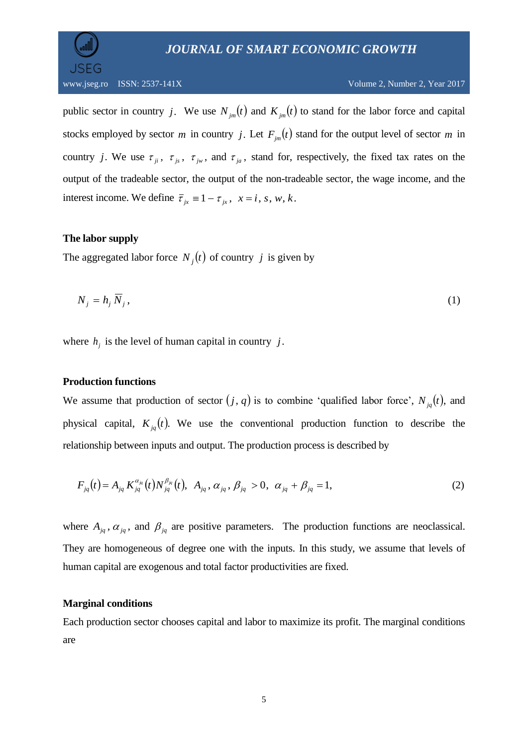public sector in country $j$. We use $N_{jm}(t)$ and $K_{jm}(t)$ to stand for the labor force and capital stocks employed by sector $m$ in country $j$. Let $F_{jm}(t)$ stand for the output level of sector $m$ in country $j$. We use $\tau_{ji}$, $\tau_{js}$, $\tau_{jw}$, and $\tau_{ja}$, stand for, respectively, the fixed tax rates on the output of the tradeable sector, the output of the non-tradeable sector, the wage income, and the interest income. We define $\bar{\tau}_{jx} \equiv 1 - \tau_{jx}$, $x = i, s, w, k$.

**The labor supply**

The aggregated labor force $N_j(t)$ of country $j$ is given by

$$N_j = h_j \, \overline{N}_j , \tag{1}$$

where $h_j$ is the level of human capital in country $j$.

**Production functions**

We assume that production of sector $(j, q)$ is to combine 'qualified labor force', $N_{jq}(t)$, and physical capital, $K_{jq}(t)$. We use the conventional production function to describe the relationship between inputs and output. The production process is described by

$$F_{jq}(t) = A_{jq} K_{jq}^{\alpha_{jq}}(t) N_{jq}^{\beta_{jq}}(t), \;\; A_{jq}, \alpha_{jq}, \beta_{jq} > 0, \;\; \alpha_{jq} + \beta_{jq} = 1, \tag{2}$$

where $A_{jq}$, $\alpha_{jq}$, and $\beta_{jq}$ are positive parameters. The production functions are neoclassical. They are homogeneous of degree one with the inputs. In this study, we assume that levels of human capital are exogenous and total factor productivities are fixed.

**Marginal conditions**

Each production sector chooses capital and labor to maximize its profit. The marginal conditions are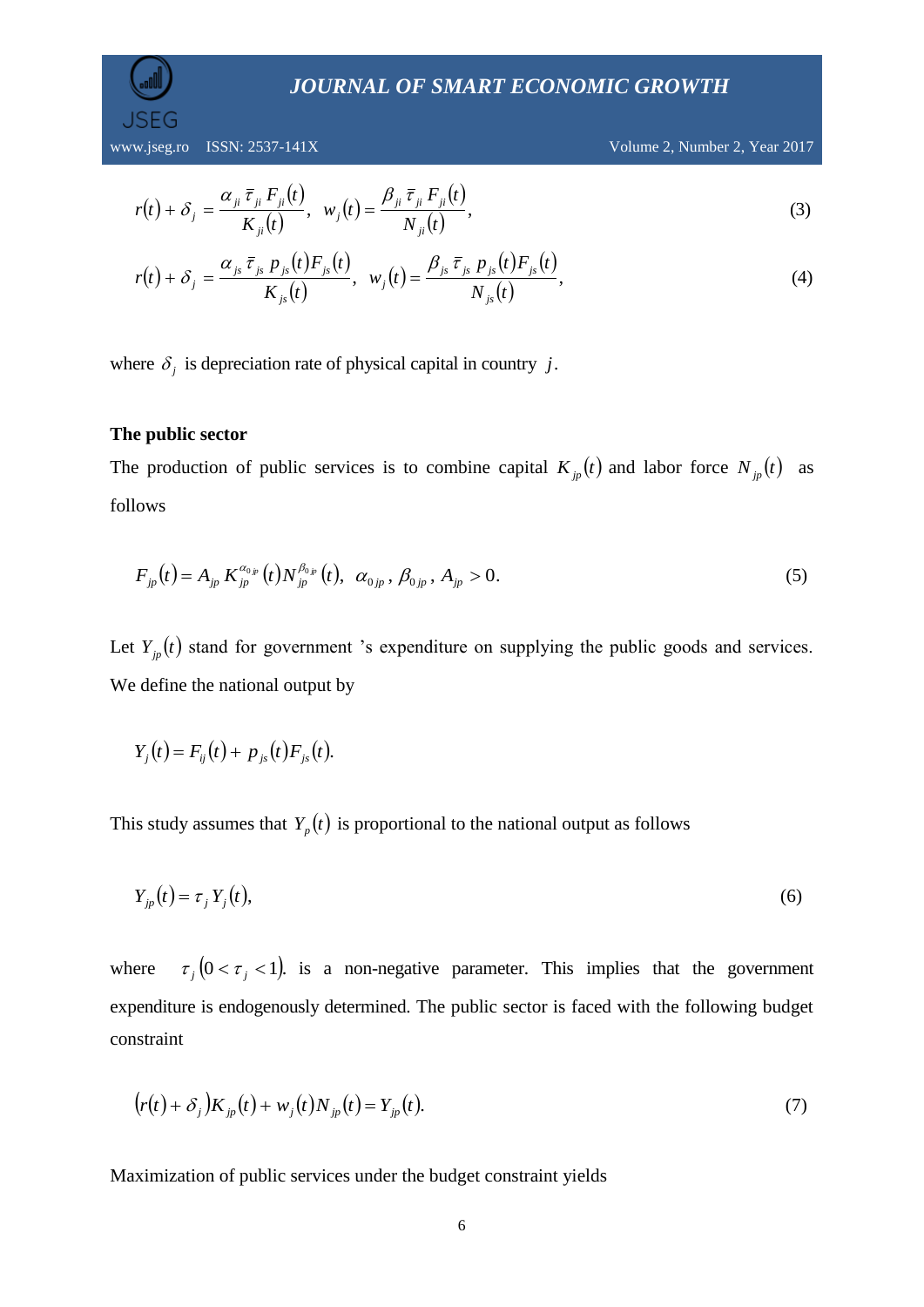$$r(t) + \delta_j = \frac{\alpha_{ji}\,\bar{\tau}_{ji}\,F_{ji}(t)}{K_{ji}(t)}, \quad w_j(t) = \frac{\beta_{ji}\,\bar{\tau}_{ji}\,F_{ji}(t)}{N_{ji}(t)}, \tag{3}$$

$$r(t) + \delta_j = \frac{\alpha_{js}\,\bar{\tau}_{js}\,p_{js}(t)F_{js}(t)}{K_{js}(t)}, \quad w_j(t) = \frac{\beta_{js}\,\bar{\tau}_{js}\,p_{js}(t)F_{js}(t)}{N_{js}(t)}, \tag{4}$$

where $\delta_j$ is depreciation rate of physical capital in country $j$.

**The public sector**

The production of public services is to combine capital $K_{jp}(t)$ and labor force $N_{jp}(t)$ as follows

$$F_{jp}(t) = A_{jp}\,K_{jp}^{\alpha_{0jp}}(t)N_{jp}^{\beta_{0jp}}(t), \;\; \alpha_{0jp}, \beta_{0jp}, A_{jp} > 0. \tag{5}$$

Let $Y_{jp}(t)$ stand for government 's expenditure on supplying the public goods and services. We define the national output by

$$Y_j(t) = F_{ij}(t) + p_{js}(t)F_{js}(t).$$

This study assumes that $Y_p(t)$ is proportional to the national output as follows

$$Y_{jp}(t) = \tau_j\,Y_j(t), \tag{6}$$

where $\tau_j\,(0 < \tau_j < 1)$. is a non-negative parameter. This implies that the government expenditure is endogenously determined. The public sector is faced with the following budget constraint

$$\left(r(t) + \delta_j\right)K_{jp}(t) + w_j(t)N_{jp}(t) = Y_{jp}(t). \tag{7}$$

Maximization of public services under the budget constraint yields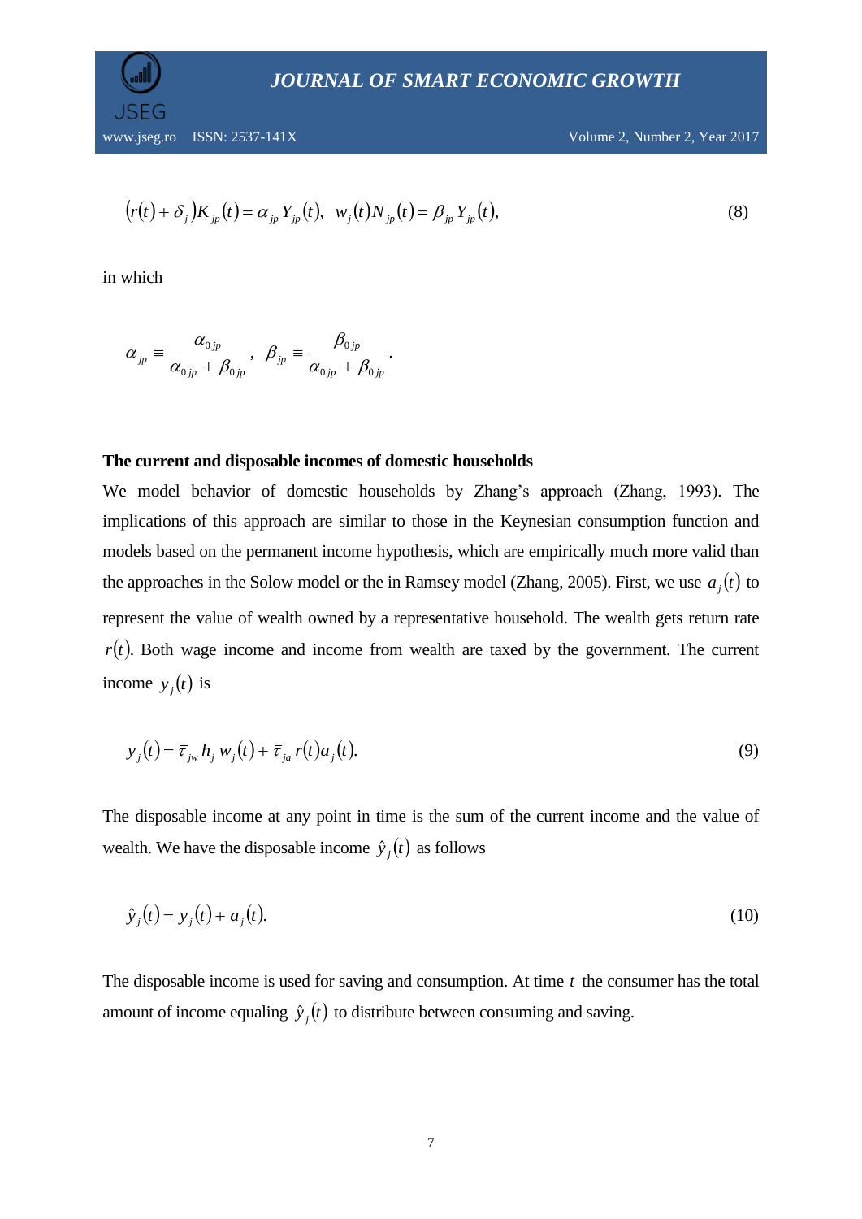$$\left(r(t) + \delta_j\right) K_{jp}(t) = \alpha_{jp} Y_{jp}(t), \;\; w_j(t) N_{jp}(t) = \beta_{jp} Y_{jp}(t), \tag{8}$$

in which

$$\alpha_{jp} \equiv \frac{\alpha_{0jp}}{\alpha_{0jp} + \beta_{0jp}}, \;\; \beta_{jp} \equiv \frac{\beta_{0jp}}{\alpha_{0jp} + \beta_{0jp}}.$$

**The current and disposable incomes of domestic households**

We model behavior of domestic households by Zhang's approach (Zhang, 1993). The implications of this approach are similar to those in the Keynesian consumption function and models based on the permanent income hypothesis, which are empirically much more valid than the approaches in the Solow model or the in Ramsey model (Zhang, 2005). First, we use $a_j(t)$ to represent the value of wealth owned by a representative household. The wealth gets return rate $r(t)$. Both wage income and income from wealth are taxed by the government. The current income $y_j(t)$ is

$$y_j(t) = \bar{\tau}_{jw} h_j w_j(t) + \bar{\tau}_{ja} r(t) a_j(t). \tag{9}$$

The disposable income at any point in time is the sum of the current income and the value of wealth. We have the disposable income $\hat{y}_j(t)$ as follows

$$\hat{y}_j(t) = y_j(t) + a_j(t). \tag{10}$$

The disposable income is used for saving and consumption. At time $t$ the consumer has the total amount of income equaling $\hat{y}_j(t)$ to distribute between consuming and saving.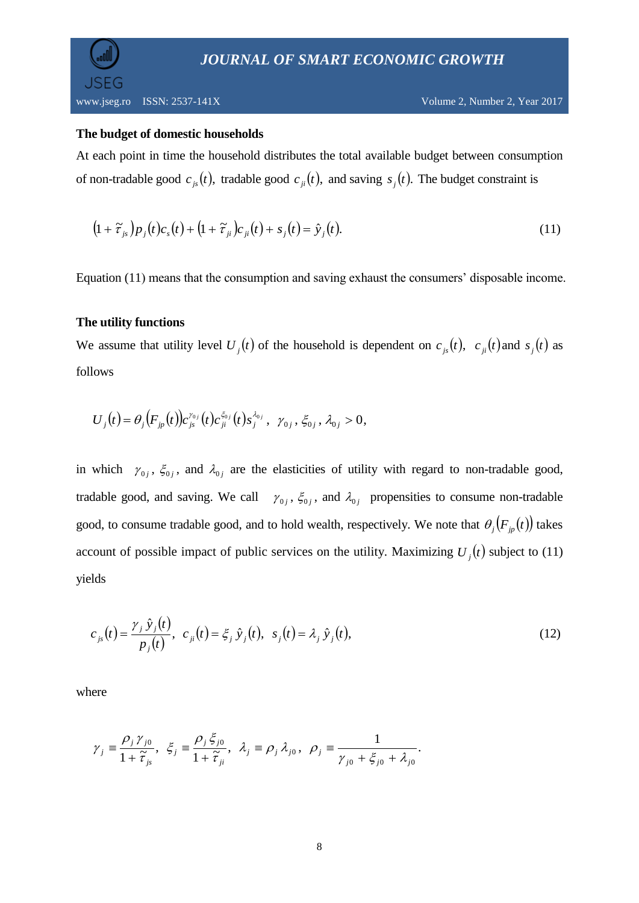**The budget of domestic households**

At each point in time the household distributes the total available budget between consumption of non-tradable good $c_{js}(t)$, tradable good $c_{ji}(t)$, and saving $s_j(t)$. The budget constraint is

$$\left(1 + \tilde{\tau}_{js}\right) p_j(t) c_s(t) + \left(1 + \tilde{\tau}_{ji}\right) c_{ji}(t) + s_j(t) = \hat{y}_j(t). \tag{11}$$

Equation (11) means that the consumption and saving exhaust the consumers' disposable income.

**The utility functions**

We assume that utility level $U_j(t)$ of the household is dependent on $c_{js}(t)$, $c_{ji}(t)$ and $s_j(t)$ as follows

$$U_j(t) = \theta_j\left(F_{jp}(t)\right) c_{js}^{\gamma_{0j}}(t) c_{ji}^{\xi_{0j}}(t) s_j^{\lambda_{0j}}, \ \ \gamma_{0j}, \xi_{0j}, \lambda_{0j} > 0,$$

in which $\gamma_{0j}$, $\xi_{0j}$, and $\lambda_{0j}$ are the elasticities of utility with regard to non-tradable good, tradable good, and saving. We call $\gamma_{0j}$, $\xi_{0j}$, and $\lambda_{0j}$ propensities to consume non-tradable good, to consume tradable good, and to hold wealth, respectively. We note that $\theta_j\left(F_{jp}(t)\right)$ takes account of possible impact of public services on the utility. Maximizing $U_j(t)$ subject to (11) yields

$$c_{js}(t) = \frac{\gamma_j \hat{y}_j(t)}{p_j(t)}, \ \ c_{ji}(t) = \xi_j \hat{y}_j(t), \ \ s_j(t) = \lambda_j \hat{y}_j(t), \tag{12}$$

where

$$\gamma_j \equiv \frac{\rho_j \gamma_{j0}}{1 + \tilde{\tau}_{js}}, \ \ \xi_j \equiv \frac{\rho_j \xi_{j0}}{1 + \tilde{\tau}_{ji}}, \ \ \lambda_j \equiv \rho_j \lambda_{j0}, \ \ \rho_j \equiv \frac{1}{\gamma_{j0} + \xi_{j0} + \lambda_{j0}}.$$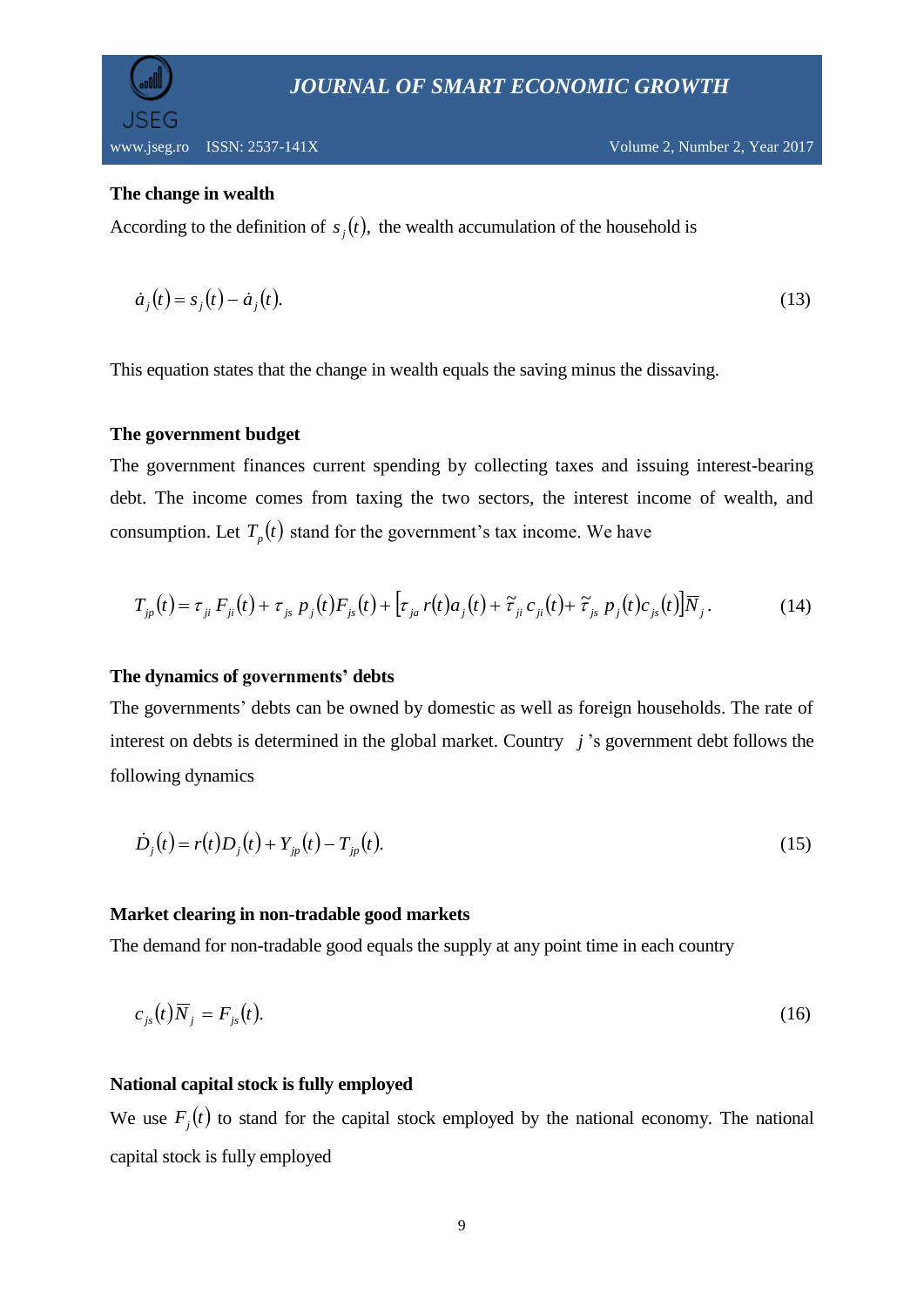**The change in wealth**

According to the definition of $s_j(t)$, the wealth accumulation of the household is

$$\dot{a}_j(t) = s_j(t) - \dot{a}_j(t). \tag{13}$$

This equation states that the change in wealth equals the saving minus the dissaving.

**The government budget**

The government finances current spending by collecting taxes and issuing interest-bearing debt. The income comes from taxing the two sectors, the interest income of wealth, and consumption. Let $T_p(t)$ stand for the government's tax income. We have

$$T_{jp}(t) = \tau_{ji} F_{ji}(t) + \tau_{js} p_j(t) F_{js}(t) + \left[\tau_{ja} r(t) a_j(t) + \tilde{\tau}_{ji} c_{ji}(t) + \tilde{\tau}_{js} p_j(t) c_{js}(t)\right] \overline{N}_j . \tag{14}$$

**The dynamics of governments' debts**

The governments' debts can be owned by domestic as well as foreign households. The rate of interest on debts is determined in the global market. Country $j$'s government debt follows the following dynamics

$$\dot{D}_j(t) = r(t) D_j(t) + Y_{jp}(t) - T_{jp}(t). \tag{15}$$

**Market clearing in non-tradable good markets**

The demand for non-tradable good equals the supply at any point time in each country

$$c_{js}(t) \overline{N}_j = F_{js}(t). \tag{16}$$

**National capital stock is fully employed**

We use $F_j(t)$ to stand for the capital stock employed by the national economy. The national capital stock is fully employed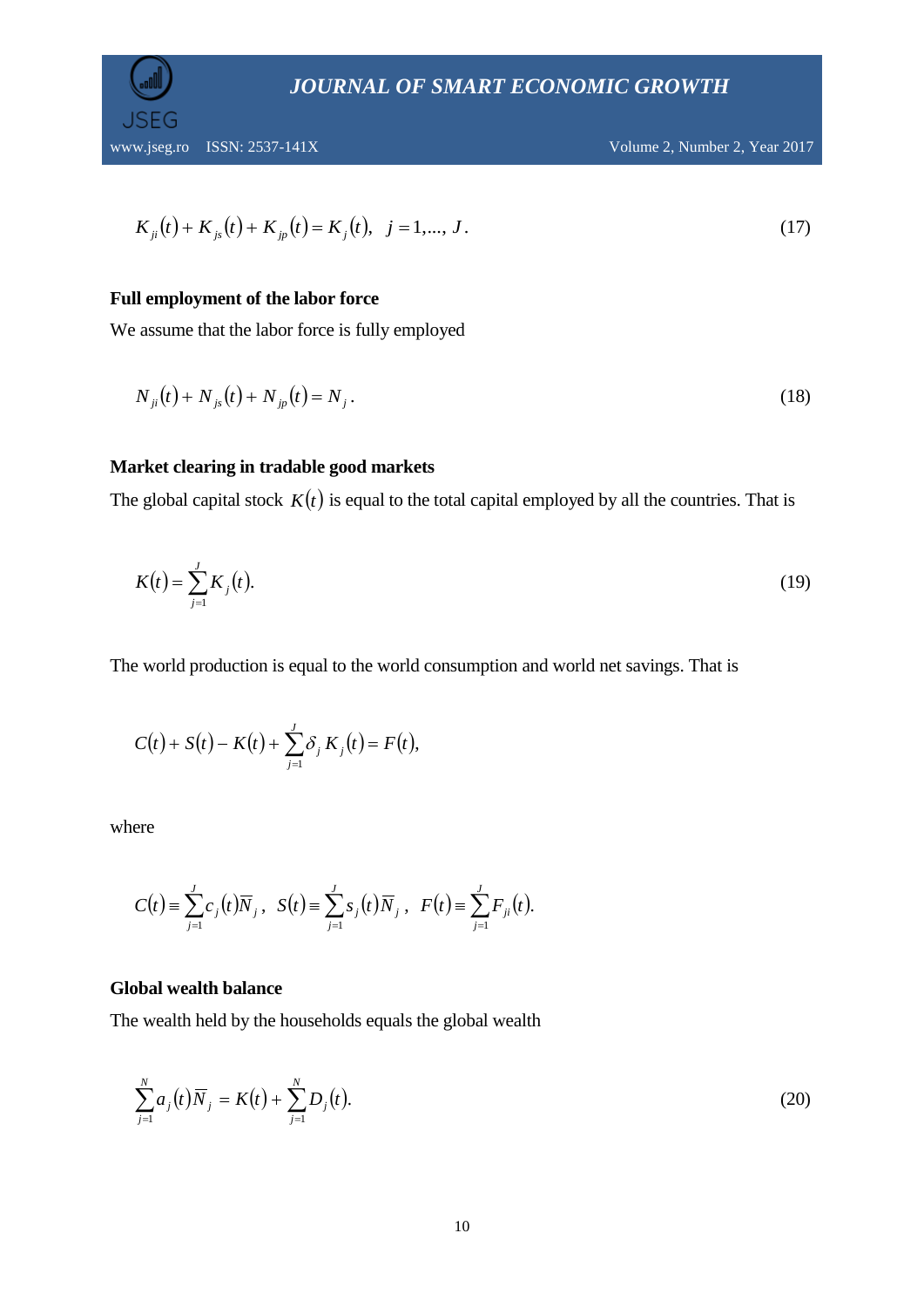$$K_{ji}(t) + K_{js}(t) + K_{jp}(t) = K_j(t), \quad j = 1, ..., J. \tag{17}$$

**Full employment of the labor force**

We assume that the labor force is fully employed

$$N_{ji}(t) + N_{js}(t) + N_{jp}(t) = N_j. \tag{18}$$

**Market clearing in tradable good markets**

The global capital stock $K(t)$ is equal to the total capital employed by all the countries. That is

$$K(t) = \sum_{j=1}^{J} K_j(t). \tag{19}$$

The world production is equal to the world consumption and world net savings. That is

$$C(t) + S(t) - K(t) + \sum_{j=1}^{J} \delta_j K_j(t) = F(t),$$

where

$$C(t) \equiv \sum_{j=1}^{J} c_j(t) \bar{N}_j, \quad S(t) \equiv \sum_{j=1}^{J} s_j(t) \bar{N}_j, \quad F(t) \equiv \sum_{j=1}^{J} F_{ji}(t).$$

**Global wealth balance**

The wealth held by the households equals the global wealth

$$\sum_{j=1}^{N} a_j(t) \bar{N}_j = K(t) + \sum_{j=1}^{N} D_j(t). \tag{20}$$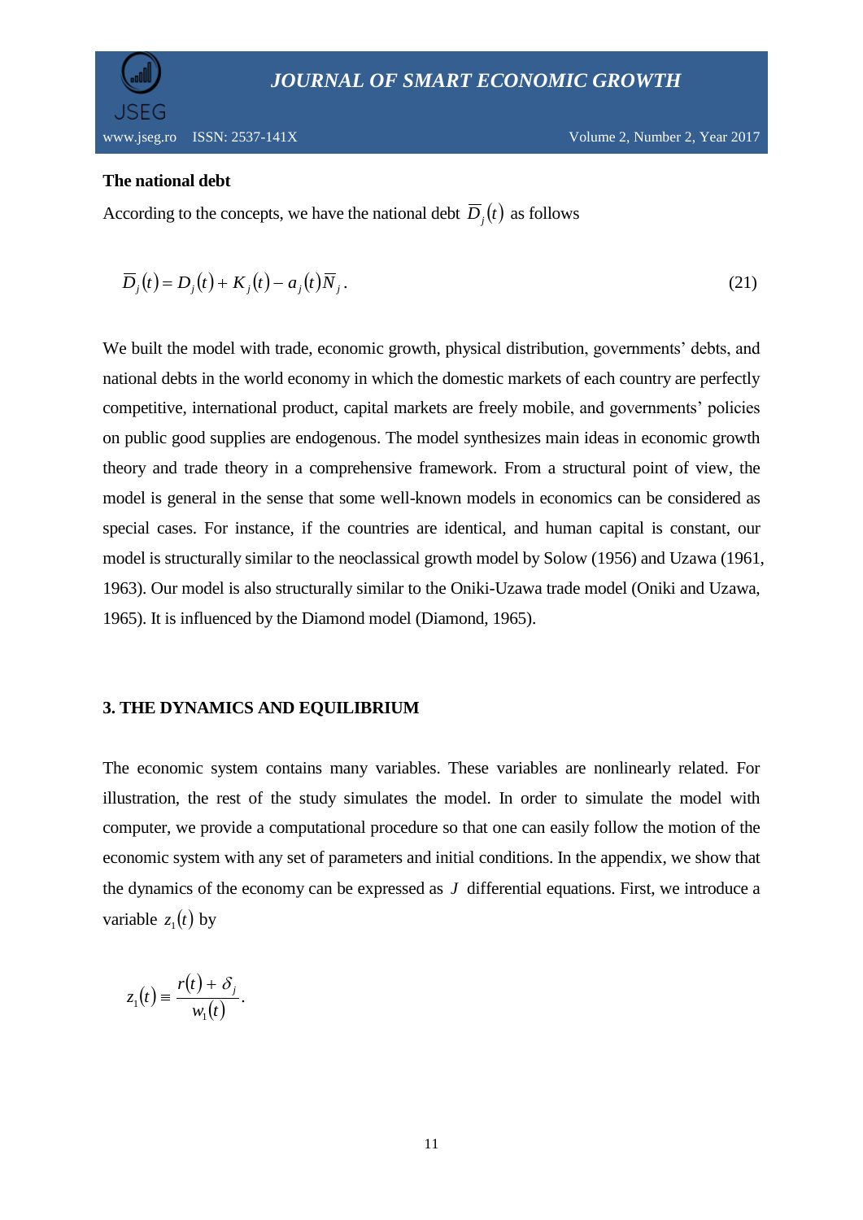**The national debt**

According to the concepts, we have the national debt $\bar{D}_j(t)$ as follows

$$\bar{D}_j(t) = D_j(t) + K_j(t) - a_j(t)\bar{N}_j. \tag{21}$$

We built the model with trade, economic growth, physical distribution, governments' debts, and national debts in the world economy in which the domestic markets of each country are perfectly competitive, international product, capital markets are freely mobile, and governments' policies on public good supplies are endogenous. The model synthesizes main ideas in economic growth theory and trade theory in a comprehensive framework. From a structural point of view, the model is general in the sense that some well-known models in economics can be considered as special cases. For instance, if the countries are identical, and human capital is constant, our model is structurally similar to the neoclassical growth model by Solow (1956) and Uzawa (1961, 1963). Our model is also structurally similar to the Oniki-Uzawa trade model (Oniki and Uzawa, 1965). It is influenced by the Diamond model (Diamond, 1965).

## 3. THE DYNAMICS AND EQUILIBRIUM

The economic system contains many variables. These variables are nonlinearly related. For illustration, the rest of the study simulates the model. In order to simulate the model with computer, we provide a computational procedure so that one can easily follow the motion of the economic system with any set of parameters and initial conditions. In the appendix, we show that the dynamics of the economy can be expressed as $J$ differential equations. First, we introduce a variable $z_1(t)$ by

$$z_1(t) \equiv \frac{r(t) + \delta_j}{w_1(t)}.$$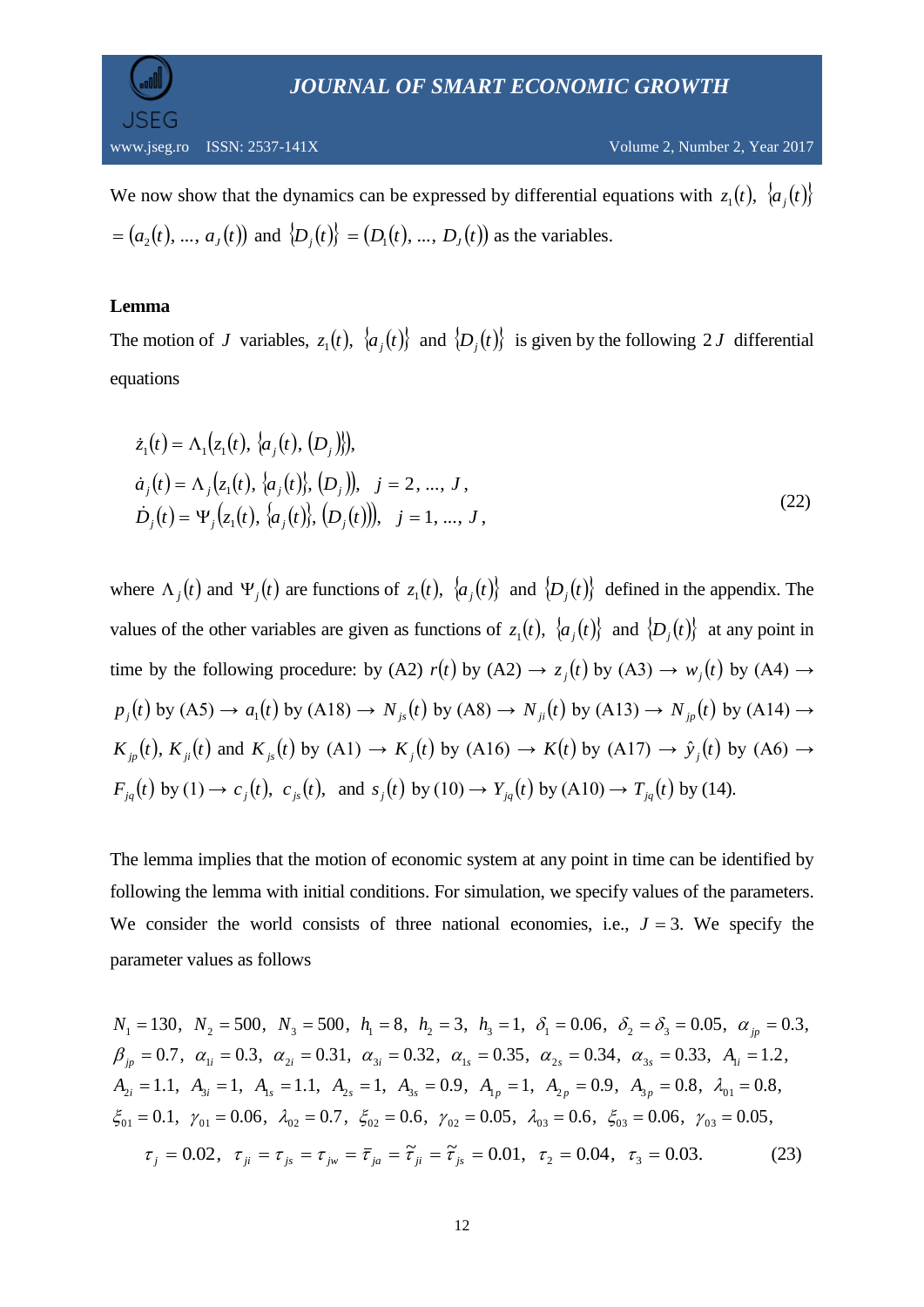We now show that the dynamics can be expressed by differential equations with $z_1(t)$, $\{a_j(t)\} = (a_2(t), ..., a_J(t))$ and $\{D_j(t)\} = (D_1(t), ..., D_J(t))$ as the variables.

**Lemma**

The motion of $J$ variables, $z_1(t)$, $\{a_j(t)\}$ and $\{D_j(t)\}$ is given by the following $2J$ differential equations

$$\begin{aligned}
&\dot{z}_1(t) = \Lambda_1(z_1(t), \{a_j(t), (D_j)\}), \\
&\dot{a}_j(t) = \Lambda_j(z_1(t), \{a_j(t)\}, (D_j)), \quad j = 2, ..., J, \\
&\dot{D}_j(t) = \Psi_j(z_1(t), \{a_j(t)\}, (D_j(t))), \quad j = 1, ..., J,
\end{aligned} \tag{22}$$

where $\Lambda_j(t)$ and $\Psi_j(t)$ are functions of $z_1(t)$, $\{a_j(t)\}$ and $\{D_j(t)\}$ defined in the appendix. The values of the other variables are given as functions of $z_1(t)$, $\{a_j(t)\}$ and $\{D_j(t)\}$ at any point in time by the following procedure: by (A2) $r(t)$ by (A2) $\rightarrow z_j(t)$ by (A3) $\rightarrow w_j(t)$ by (A4) $\rightarrow p_j(t)$ by (A5) $\rightarrow a_1(t)$ by (A18) $\rightarrow N_{js}(t)$ by (A8) $\rightarrow N_{ji}(t)$ by (A13) $\rightarrow N_{jp}(t)$ by (A14) $\rightarrow K_{jp}(t)$, $K_{ji}(t)$ and $K_{js}(t)$ by (A1) $\rightarrow K_j(t)$ by (A16) $\rightarrow K(t)$ by (A17) $\rightarrow \hat{y}_j(t)$ by (A6) $\rightarrow F_{jq}(t)$ by (1) $\rightarrow c_j(t)$, $c_{js}(t)$, and $s_j(t)$ by (10) $\rightarrow Y_{jq}(t)$ by (A10) $\rightarrow T_{jq}(t)$ by (14).

The lemma implies that the motion of economic system at any point in time can be identified by following the lemma with initial conditions. For simulation, we specify values of the parameters. We consider the world consists of three national economies, i.e., $J = 3$. We specify the parameter values as follows

$$\begin{aligned}
&N_1 = 130,\ N_2 = 500,\ N_3 = 500,\ h_1 = 8,\ h_2 = 3,\ h_3 = 1,\ \delta_1 = 0.06,\ \delta_2 = \delta_3 = 0.05,\ \alpha_{jp} = 0.3, \\
&\beta_{jp} = 0.7,\ \alpha_{1i} = 0.3,\ \alpha_{2i} = 0.31,\ \alpha_{3i} = 0.32,\ \alpha_{1s} = 0.35,\ \alpha_{2s} = 0.34,\ \alpha_{3s} = 0.33,\ A_{1i} = 1.2, \\
&A_{2i} = 1.1,\ A_{3i} = 1,\ A_{1s} = 1.1,\ A_{2s} = 1,\ A_{3s} = 0.9,\ A_{1p} = 1,\ A_{2p} = 0.9,\ A_{3p} = 0.8,\ \lambda_{01} = 0.8, \\
&\xi_{01} = 0.1,\ \gamma_{01} = 0.06,\ \lambda_{02} = 0.7,\ \xi_{02} = 0.6,\ \gamma_{02} = 0.05,\ \lambda_{03} = 0.6,\ \xi_{03} = 0.06,\ \gamma_{03} = 0.05, \\
&\quad \tau_j = 0.02,\ \tau_{ji} = \tau_{js} = \tau_{jw} = \bar{\tau}_{ja} = \tilde{\tau}_{ji} = \tilde{\tau}_{js} = 0.01,\ \tau_2 = 0.04,\ \tau_3 = 0.03.
\end{aligned} \tag{23}$$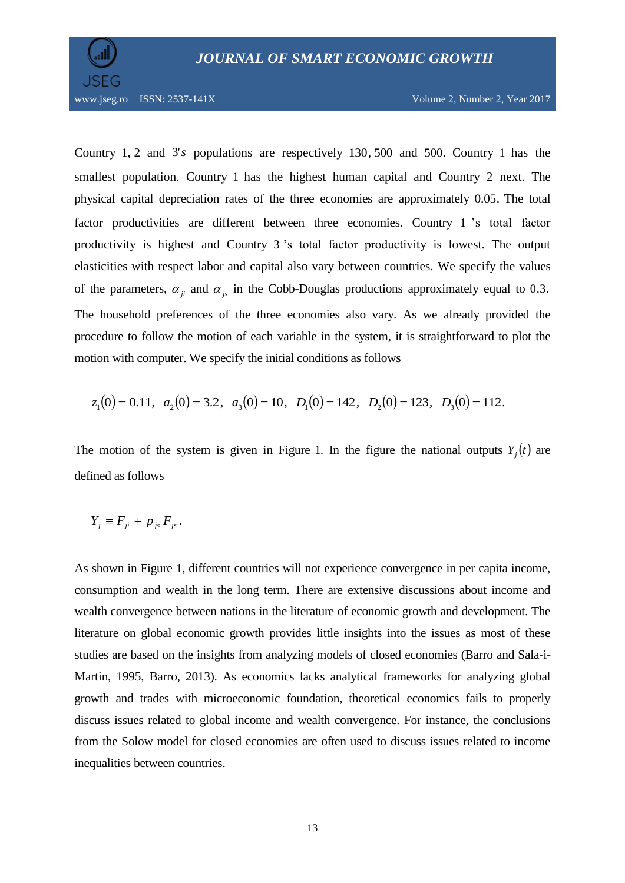Country 1, 2 and 3's populations are respectively 130, 500 and 500. Country 1 has the smallest population. Country 1 has the highest human capital and Country 2 next. The physical capital depreciation rates of the three economies are approximately 0.05. The total factor productivities are different between three economies. Country 1 's total factor productivity is highest and Country 3 's total factor productivity is lowest. The output elasticities with respect labor and capital also vary between countries. We specify the values of the parameters, $\alpha_{ji}$ and $\alpha_{js}$ in the Cobb-Douglas productions approximately equal to 0.3. The household preferences of the three economies also vary. As we already provided the procedure to follow the motion of each variable in the system, it is straightforward to plot the motion with computer. We specify the initial conditions as follows

$$z_1(0) = 0.11, \quad a_2(0) = 3.2, \quad a_3(0) = 10, \quad D_1(0) = 142, \quad D_2(0) = 123, \quad D_3(0) = 112.$$

The motion of the system is given in Figure 1. In the figure the national outputs $Y_j(t)$ are defined as follows

$$Y_j \equiv F_{ji} + p_{js} F_{js}.$$

As shown in Figure 1, different countries will not experience convergence in per capita income, consumption and wealth in the long term. There are extensive discussions about income and wealth convergence between nations in the literature of economic growth and development. The literature on global economic growth provides little insights into the issues as most of these studies are based on the insights from analyzing models of closed economies (Barro and Sala-i-Martin, 1995, Barro, 2013). As economics lacks analytical frameworks for analyzing global growth and trades with microeconomic foundation, theoretical economics fails to properly discuss issues related to global income and wealth convergence. For instance, the conclusions from the Solow model for closed economies are often used to discuss issues related to income inequalities between countries.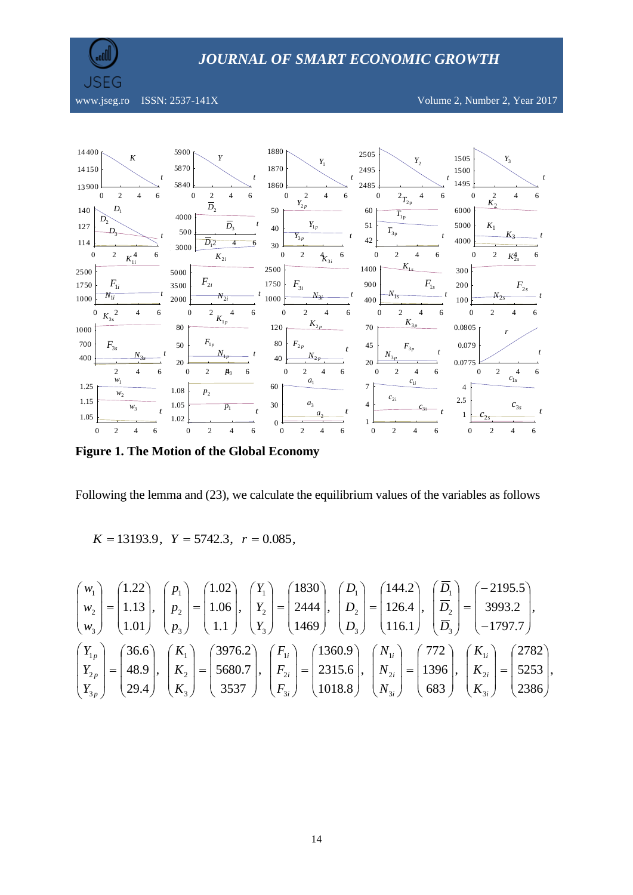**Figure 1. The Motion of the Global Economy**

Following the lemma and (23), we calculate the equilibrium values of the variables as follows

$$K = 13193.9, \;\; Y = 5742.3, \;\; r = 0.085,$$

$$\begin{pmatrix} w_1 \\ w_2 \\ w_3 \end{pmatrix} = \begin{pmatrix} 1.22 \\ 1.13 \\ 1.01 \end{pmatrix}, \;\; \begin{pmatrix} p_1 \\ p_2 \\ p_3 \end{pmatrix} = \begin{pmatrix} 1.02 \\ 1.06 \\ 1.1 \end{pmatrix}, \;\; \begin{pmatrix} Y_1 \\ Y_2 \\ Y_3 \end{pmatrix} = \begin{pmatrix} 1830 \\ 2444 \\ 1469 \end{pmatrix}, \;\; \begin{pmatrix} D_1 \\ D_2 \\ D_3 \end{pmatrix} = \begin{pmatrix} 144.2 \\ 126.4 \\ 116.1 \end{pmatrix}, \;\; \begin{pmatrix} \bar{D}_1 \\ \bar{D}_2 \\ \bar{D}_3 \end{pmatrix} = \begin{pmatrix} -2195.5 \\ 3993.2 \\ -1797.7 \end{pmatrix},$$

$$\begin{pmatrix} Y_{1p} \\ Y_{2p} \\ Y_{3p} \end{pmatrix} = \begin{pmatrix} 36.6 \\ 48.9 \\ 29.4 \end{pmatrix}, \;\; \begin{pmatrix} K_1 \\ K_2 \\ K_3 \end{pmatrix} = \begin{pmatrix} 3976.2 \\ 5680.7 \\ 3537 \end{pmatrix}, \;\; \begin{pmatrix} F_{1i} \\ F_{2i} \\ F_{3i} \end{pmatrix} = \begin{pmatrix} 1360.9 \\ 2315.6 \\ 1018.8 \end{pmatrix}, \;\; \begin{pmatrix} N_{1i} \\ N_{2i} \\ N_{3i} \end{pmatrix} = \begin{pmatrix} 772 \\ 1396 \\ 683 \end{pmatrix}, \;\; \begin{pmatrix} K_{1i} \\ K_{2i} \\ K_{3i} \end{pmatrix} = \begin{pmatrix} 2782 \\ 5253 \\ 2386 \end{pmatrix},$$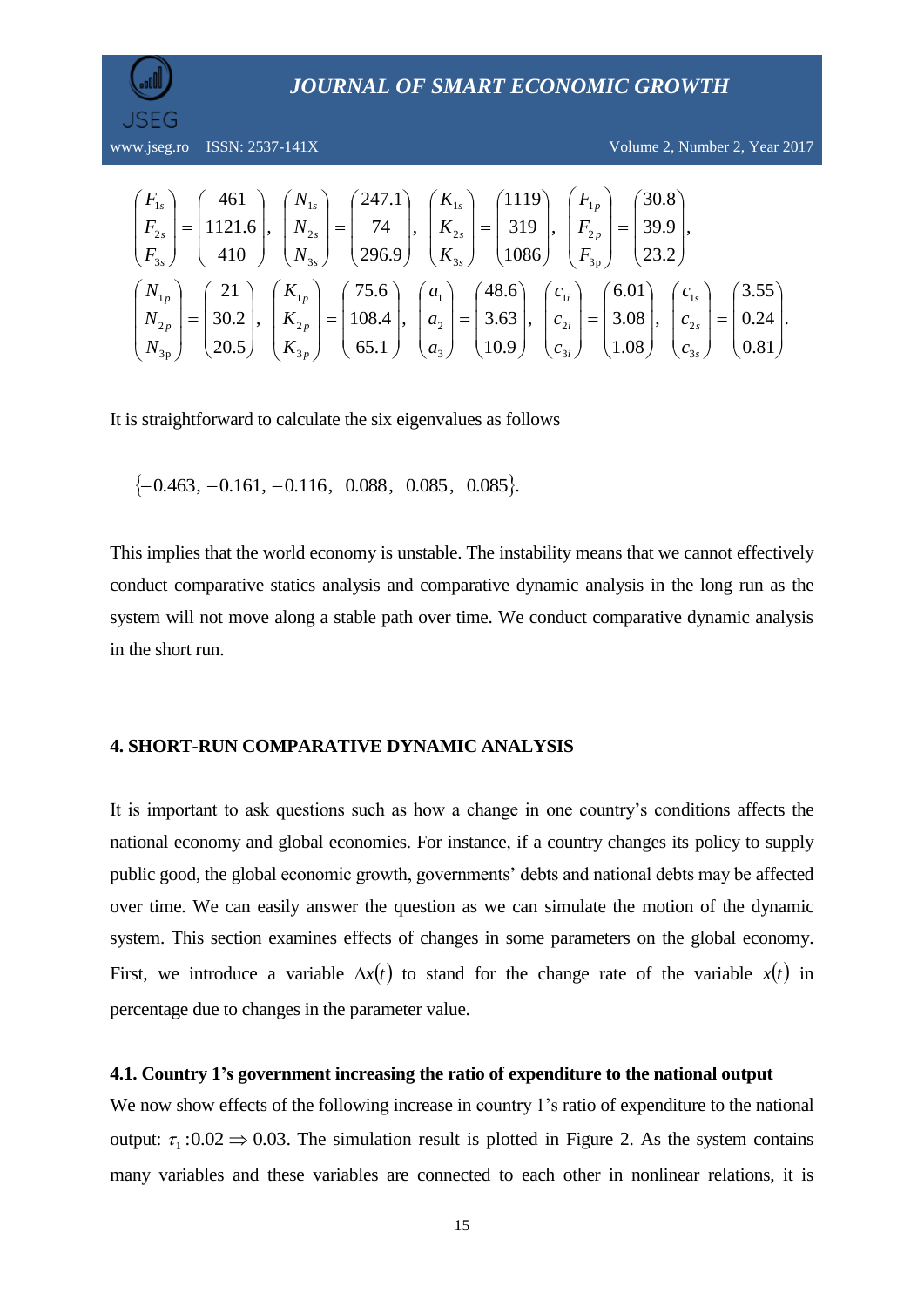$$\begin{pmatrix} F_{1s} \\ F_{2s} \\ F_{3s} \end{pmatrix} = \begin{pmatrix} 461 \\ 1121.6 \\ 410 \end{pmatrix}, \begin{pmatrix} N_{1s} \\ N_{2s} \\ N_{3s} \end{pmatrix} = \begin{pmatrix} 247.1 \\ 74 \\ 296.9 \end{pmatrix}, \begin{pmatrix} K_{1s} \\ K_{2s} \\ K_{3s} \end{pmatrix} = \begin{pmatrix} 1119 \\ 319 \\ 1086 \end{pmatrix}, \begin{pmatrix} F_{1p} \\ F_{2p} \\ F_{3p} \end{pmatrix} = \begin{pmatrix} 30.8 \\ 39.9 \\ 23.2 \end{pmatrix},$$

$$\begin{pmatrix} N_{1p} \\ N_{2p} \\ N_{3p} \end{pmatrix} = \begin{pmatrix} 21 \\ 30.2 \\ 20.5 \end{pmatrix}, \begin{pmatrix} K_{1p} \\ K_{2p} \\ K_{3p} \end{pmatrix} = \begin{pmatrix} 75.6 \\ 108.4 \\ 65.1 \end{pmatrix}, \begin{pmatrix} a_1 \\ a_2 \\ a_3 \end{pmatrix} = \begin{pmatrix} 48.6 \\ 3.63 \\ 10.9 \end{pmatrix}, \begin{pmatrix} c_{1i} \\ c_{2i} \\ c_{3i} \end{pmatrix} = \begin{pmatrix} 6.01 \\ 3.08 \\ 1.08 \end{pmatrix}, \begin{pmatrix} c_{1s} \\ c_{2s} \\ c_{3s} \end{pmatrix} = \begin{pmatrix} 3.55 \\ 0.24 \\ 0.81 \end{pmatrix}.$$

It is straightforward to calculate the six eigenvalues as follows

$$\{-0.463, -0.161, -0.116, 0.088, 0.085, 0.085\}.$$

This implies that the world economy is unstable. The instability means that we cannot effectively conduct comparative statics analysis and comparative dynamic analysis in the long run as the system will not move along a stable path over time. We conduct comparative dynamic analysis in the short run.

## 4. SHORT-RUN COMPARATIVE DYNAMIC ANALYSIS

It is important to ask questions such as how a change in one country's conditions affects the national economy and global economies. For instance, if a country changes its policy to supply public good, the global economic growth, governments' debts and national debts may be affected over time. We can easily answer the question as we can simulate the motion of the dynamic system. This section examines effects of changes in some parameters on the global economy. First, we introduce a variable $\overline{\Delta}x(t)$ to stand for the change rate of the variable $x(t)$ in percentage due to changes in the parameter value.

### 4.1. Country 1's government increasing the ratio of expenditure to the national output

We now show effects of the following increase in country 1's ratio of expenditure to the national output: $\tau_1 : 0.02 \Rightarrow 0.03$. The simulation result is plotted in Figure 2. As the system contains many variables and these variables are connected to each other in nonlinear relations, it is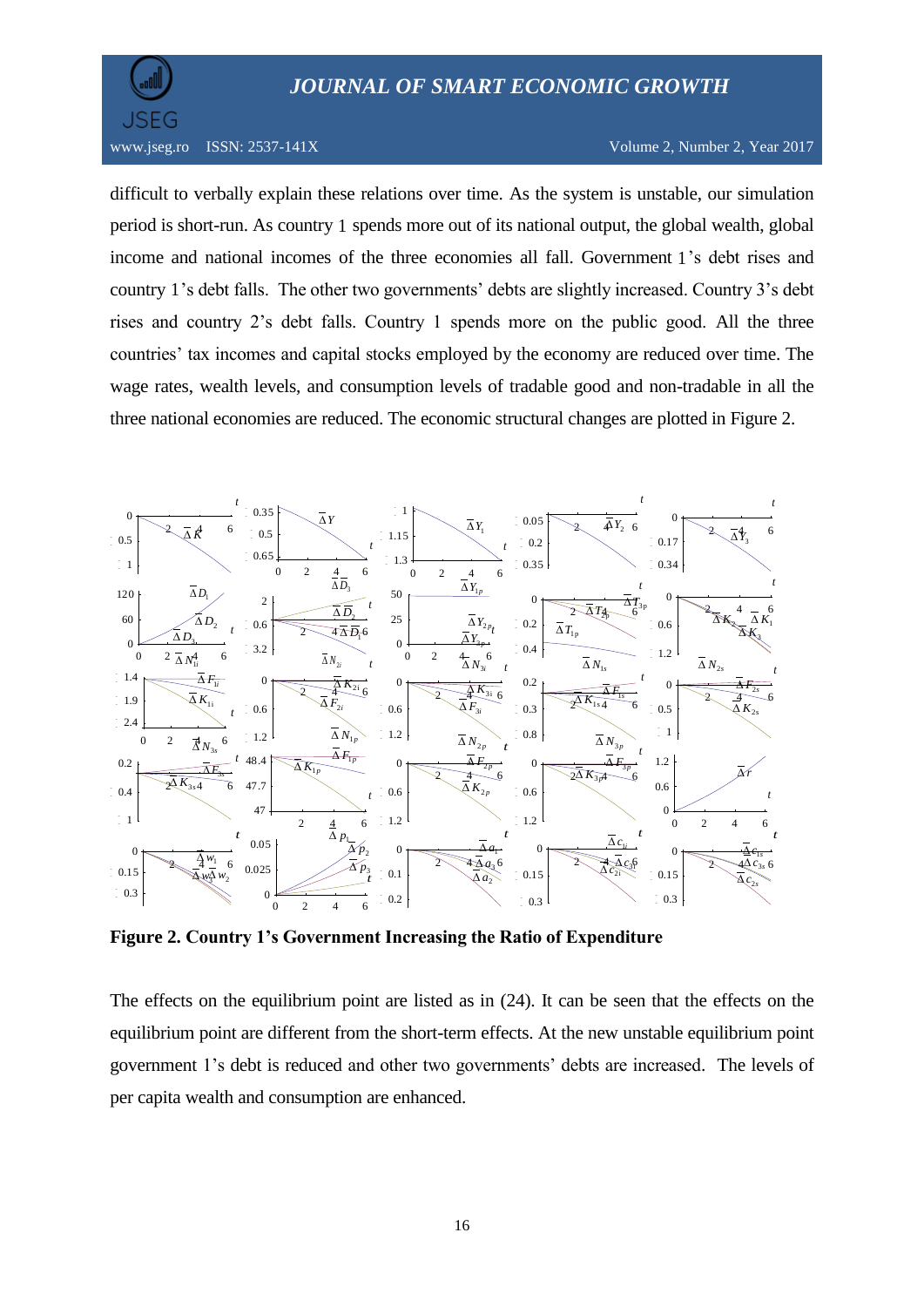difficult to verbally explain these relations over time. As the system is unstable, our simulation period is short-run. As country 1 spends more out of its national output, the global wealth, global income and national incomes of the three economies all fall. Government 1's debt rises and country 1's debt falls. The other two governments' debts are slightly increased. Country 3's debt rises and country 2's debt falls. Country 1 spends more on the public good. All the three countries' tax incomes and capital stocks employed by the economy are reduced over time. The wage rates, wealth levels, and consumption levels of tradable good and non-tradable in all the three national economies are reduced. The economic structural changes are plotted in Figure 2.

**Figure 2. Country 1's Government Increasing the Ratio of Expenditure**

The effects on the equilibrium point are listed as in (24). It can be seen that the effects on the equilibrium point are different from the short-term effects. At the new unstable equilibrium point government 1's debt is reduced and other two governments' debts are increased. The levels of per capita wealth and consumption are enhanced.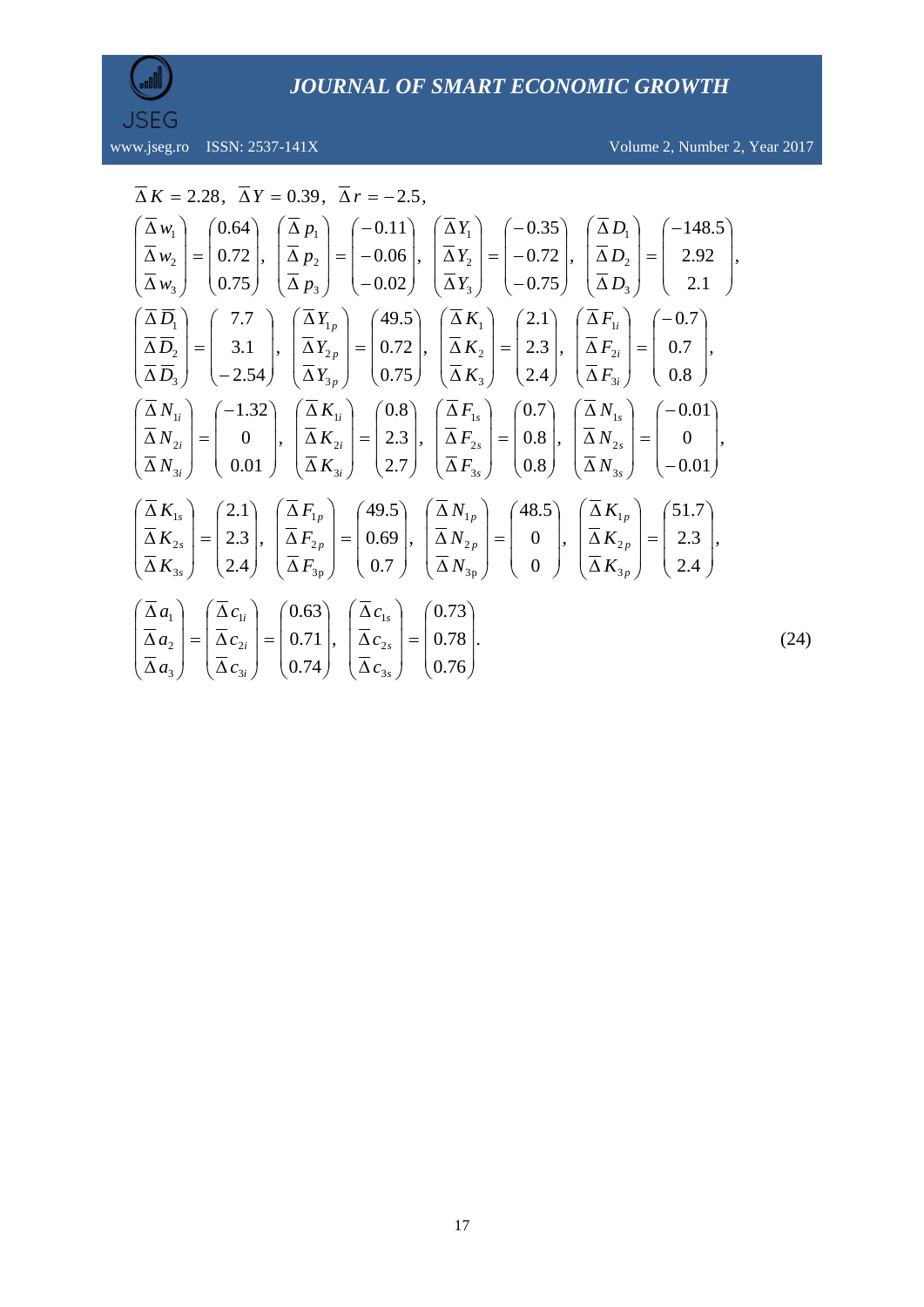$$
\begin{aligned}
&\overline{\Delta} K = 2.28,\ \ \overline{\Delta} Y = 0.39,\ \ \overline{\Delta} r = -2.5, \\
&\begin{pmatrix} \overline{\Delta} w_1 \\ \overline{\Delta} w_2 \\ \overline{\Delta} w_3 \end{pmatrix} = \begin{pmatrix} 0.64 \\ 0.72 \\ 0.75 \end{pmatrix},\ \begin{pmatrix} \overline{\Delta} p_1 \\ \overline{\Delta} p_2 \\ \overline{\Delta} p_3 \end{pmatrix} = \begin{pmatrix} -0.11 \\ -0.06 \\ -0.02 \end{pmatrix},\ \begin{pmatrix} \overline{\Delta} Y_1 \\ \overline{\Delta} Y_2 \\ \overline{\Delta} Y_3 \end{pmatrix} = \begin{pmatrix} -0.35 \\ -0.72 \\ -0.75 \end{pmatrix},\ \begin{pmatrix} \overline{\Delta} D_1 \\ \overline{\Delta} D_2 \\ \overline{\Delta} D_3 \end{pmatrix} = \begin{pmatrix} -148.5 \\ 2.92 \\ 2.1 \end{pmatrix}, \\
&\begin{pmatrix} \overline{\Delta} \overline{D}_1 \\ \overline{\Delta} \overline{D}_2 \\ \overline{\Delta} \overline{D}_3 \end{pmatrix} = \begin{pmatrix} 7.7 \\ 3.1 \\ -2.54 \end{pmatrix},\ \begin{pmatrix} \overline{\Delta} Y_{1p} \\ \overline{\Delta} Y_{2p} \\ \overline{\Delta} Y_{3p} \end{pmatrix} = \begin{pmatrix} 49.5 \\ 0.72 \\ 0.75 \end{pmatrix},\ \begin{pmatrix} \overline{\Delta} K_1 \\ \overline{\Delta} K_2 \\ \overline{\Delta} K_3 \end{pmatrix} = \begin{pmatrix} 2.1 \\ 2.3 \\ 2.4 \end{pmatrix},\ \begin{pmatrix} \overline{\Delta} F_{1i} \\ \overline{\Delta} F_{2i} \\ \overline{\Delta} F_{3i} \end{pmatrix} = \begin{pmatrix} -0.7 \\ 0.7 \\ 0.8 \end{pmatrix}, \\
&\begin{pmatrix} \overline{\Delta} N_{1i} \\ \overline{\Delta} N_{2i} \\ \overline{\Delta} N_{3i} \end{pmatrix} = \begin{pmatrix} -1.32 \\ 0 \\ 0.01 \end{pmatrix},\ \begin{pmatrix} \overline{\Delta} K_{1i} \\ \overline{\Delta} K_{2i} \\ \overline{\Delta} K_{3i} \end{pmatrix} = \begin{pmatrix} 0.8 \\ 2.3 \\ 2.7 \end{pmatrix},\ \begin{pmatrix} \overline{\Delta} F_{1s} \\ \overline{\Delta} F_{2s} \\ \overline{\Delta} F_{3s} \end{pmatrix} = \begin{pmatrix} 0.7 \\ 0.8 \\ 0.8 \end{pmatrix},\ \begin{pmatrix} \overline{\Delta} N_{1s} \\ \overline{\Delta} N_{2s} \\ \overline{\Delta} N_{3s} \end{pmatrix} = \begin{pmatrix} -0.01 \\ 0 \\ -0.01 \end{pmatrix}, \\
&\begin{pmatrix} \overline{\Delta} K_{1s} \\ \overline{\Delta} K_{2s} \\ \overline{\Delta} K_{3s} \end{pmatrix} = \begin{pmatrix} 2.1 \\ 2.3 \\ 2.4 \end{pmatrix},\ \begin{pmatrix} \overline{\Delta} F_{1p} \\ \overline{\Delta} F_{2p} \\ \overline{\Delta} F_{3p} \end{pmatrix} = \begin{pmatrix} 49.5 \\ 0.69 \\ 0.7 \end{pmatrix},\ \begin{pmatrix} \overline{\Delta} N_{1p} \\ \overline{\Delta} N_{2p} \\ \overline{\Delta} N_{3p} \end{pmatrix} = \begin{pmatrix} 48.5 \\ 0 \\ 0 \end{pmatrix},\ \begin{pmatrix} \overline{\Delta} K_{1p} \\ \overline{\Delta} K_{2p} \\ \overline{\Delta} K_{3p} \end{pmatrix} = \begin{pmatrix} 51.7 \\ 2.3 \\ 2.4 \end{pmatrix}, \\
&\begin{pmatrix} \overline{\Delta} a_1 \\ \overline{\Delta} a_2 \\ \overline{\Delta} a_3 \end{pmatrix} = \begin{pmatrix} \overline{\Delta} c_{1i} \\ \overline{\Delta} c_{2i} \\ \overline{\Delta} c_{3i} \end{pmatrix} = \begin{pmatrix} 0.63 \\ 0.71 \\ 0.74 \end{pmatrix},\ \begin{pmatrix} \overline{\Delta} c_{1s} \\ \overline{\Delta} c_{2s} \\ \overline{\Delta} c_{3s} \end{pmatrix} = \begin{pmatrix} 0.73 \\ 0.78 \\ 0.76 \end{pmatrix}.
\end{aligned}
\tag{24}
$$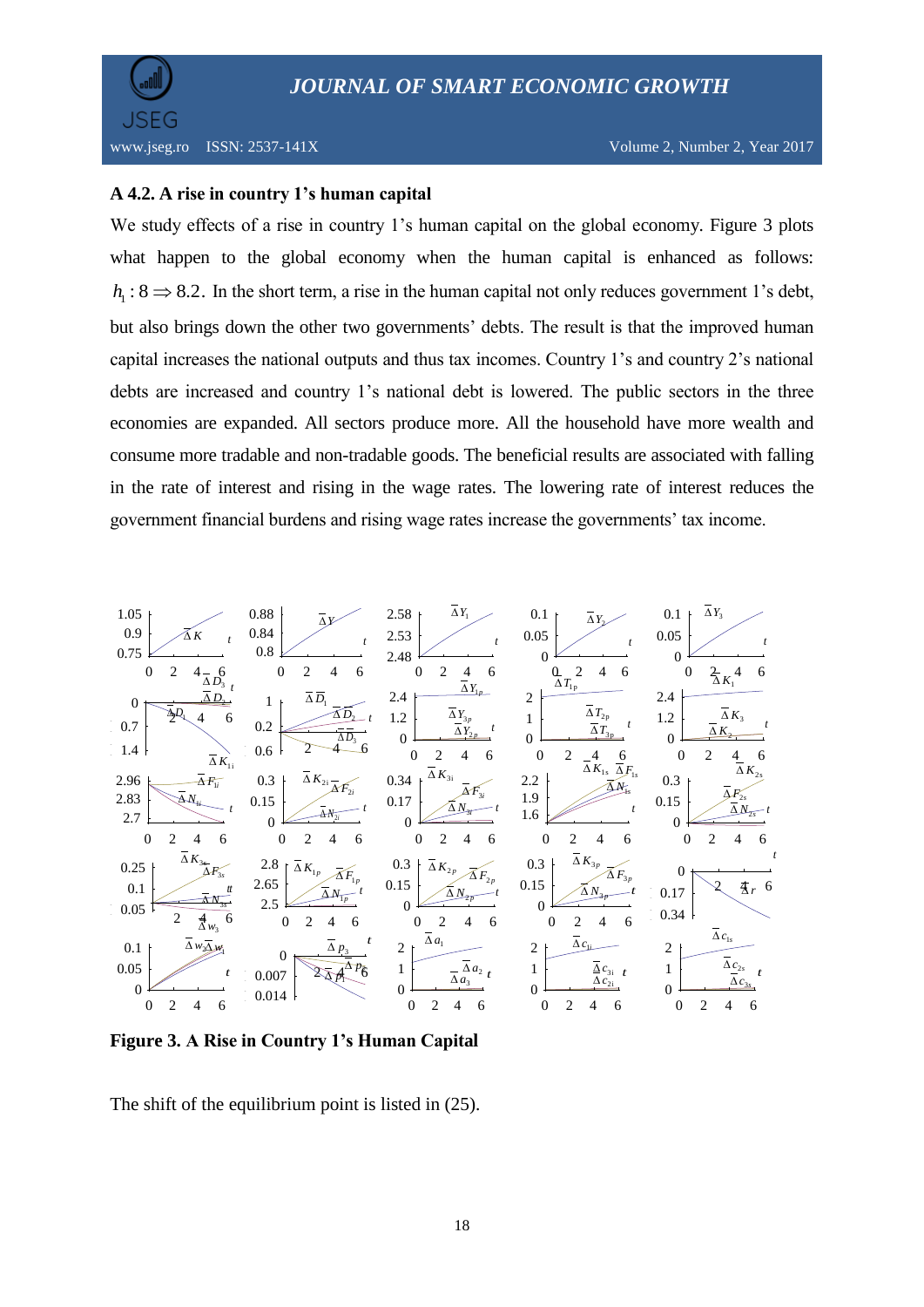### A 4.2. A rise in country 1's human capital

We study effects of a rise in country 1's human capital on the global economy. Figure 3 plots what happen to the global economy when the human capital is enhanced as follows: $h_1 : 8 \Rightarrow 8.2$. In the short term, a rise in the human capital not only reduces government 1's debt, but also brings down the other two governments' debts. The result is that the improved human capital increases the national outputs and thus tax incomes. Country 1's and country 2's national debts are increased and country 1's national debt is lowered. The public sectors in the three economies are expanded. All sectors produce more. All the household have more wealth and consume more tradable and non-tradable goods. The beneficial results are associated with falling in the rate of interest and rising in the wage rates. The lowering rate of interest reduces the government financial burdens and rising wage rates increase the governments' tax income.

**Figure 3. A Rise in Country 1's Human Capital**

The shift of the equilibrium point is listed in (25).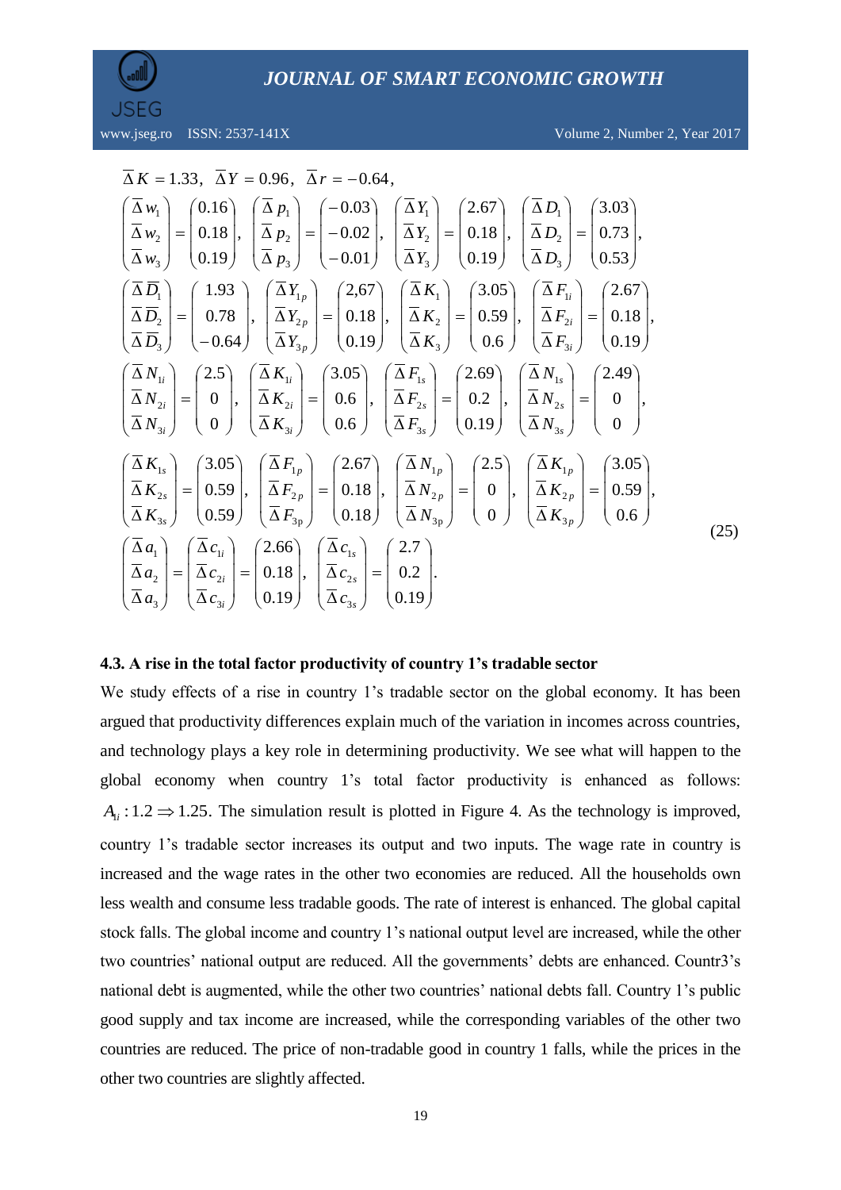$$\bar{\Delta} K = 1.33, \ \bar{\Delta} Y = 0.96, \ \bar{\Delta} r = -0.64,$$

$$\begin{pmatrix} \bar{\Delta} w_1 \\ \bar{\Delta} w_2 \\ \bar{\Delta} w_3 \end{pmatrix} = \begin{pmatrix} 0.16 \\ 0.18 \\ 0.19 \end{pmatrix}, \ \begin{pmatrix} \bar{\Delta} p_1 \\ \bar{\Delta} p_2 \\ \bar{\Delta} p_3 \end{pmatrix} = \begin{pmatrix} -0.03 \\ -0.02 \\ -0.01 \end{pmatrix}, \ \begin{pmatrix} \bar{\Delta} Y_1 \\ \bar{\Delta} Y_2 \\ \bar{\Delta} Y_3 \end{pmatrix} = \begin{pmatrix} 2.67 \\ 0.18 \\ 0.19 \end{pmatrix}, \ \begin{pmatrix} \bar{\Delta} D_1 \\ \bar{\Delta} D_2 \\ \bar{\Delta} D_3 \end{pmatrix} = \begin{pmatrix} 3.03 \\ 0.73 \\ 0.53 \end{pmatrix},$$

$$\begin{pmatrix} \bar{\Delta} \bar{D}_1 \\ \bar{\Delta} \bar{D}_2 \\ \bar{\Delta} \bar{D}_3 \end{pmatrix} = \begin{pmatrix} 1.93 \\ 0.78 \\ -0.64 \end{pmatrix}, \ \begin{pmatrix} \bar{\Delta} Y_{1p} \\ \bar{\Delta} Y_{2p} \\ \bar{\Delta} Y_{3p} \end{pmatrix} = \begin{pmatrix} 2{,}67 \\ 0.18 \\ 0.19 \end{pmatrix}, \ \begin{pmatrix} \bar{\Delta} K_1 \\ \bar{\Delta} K_2 \\ \bar{\Delta} K_3 \end{pmatrix} = \begin{pmatrix} 3.05 \\ 0.59 \\ 0.6 \end{pmatrix}, \ \begin{pmatrix} \bar{\Delta} F_{1i} \\ \bar{\Delta} F_{2i} \\ \bar{\Delta} F_{3i} \end{pmatrix} = \begin{pmatrix} 2.67 \\ 0.18 \\ 0.19 \end{pmatrix},$$

$$\begin{pmatrix} \bar{\Delta} N_{1i} \\ \bar{\Delta} N_{2i} \\ \bar{\Delta} N_{3i} \end{pmatrix} = \begin{pmatrix} 2.5 \\ 0 \\ 0 \end{pmatrix}, \ \begin{pmatrix} \bar{\Delta} K_{1i} \\ \bar{\Delta} K_{2i} \\ \bar{\Delta} K_{3i} \end{pmatrix} = \begin{pmatrix} 3.05 \\ 0.6 \\ 0.6 \end{pmatrix}, \ \begin{pmatrix} \bar{\Delta} F_{1s} \\ \bar{\Delta} F_{2s} \\ \bar{\Delta} F_{3s} \end{pmatrix} = \begin{pmatrix} 2.69 \\ 0.2 \\ 0.19 \end{pmatrix}, \ \begin{pmatrix} \bar{\Delta} N_{1s} \\ \bar{\Delta} N_{2s} \\ \bar{\Delta} N_{3s} \end{pmatrix} = \begin{pmatrix} 2.49 \\ 0 \\ 0 \end{pmatrix},$$

$$\begin{pmatrix} \bar{\Delta} K_{1s} \\ \bar{\Delta} K_{2s} \\ \bar{\Delta} K_{3s} \end{pmatrix} = \begin{pmatrix} 3.05 \\ 0.59 \\ 0.59 \end{pmatrix}, \ \begin{pmatrix} \bar{\Delta} F_{1p} \\ \bar{\Delta} F_{2p} \\ \bar{\Delta} F_{3p} \end{pmatrix} = \begin{pmatrix} 2.67 \\ 0.18 \\ 0.18 \end{pmatrix}, \ \begin{pmatrix} \bar{\Delta} N_{1p} \\ \bar{\Delta} N_{2p} \\ \bar{\Delta} N_{3p} \end{pmatrix} = \begin{pmatrix} 2.5 \\ 0 \\ 0 \end{pmatrix}, \ \begin{pmatrix} \bar{\Delta} K_{1p} \\ \bar{\Delta} K_{2p} \\ \bar{\Delta} K_{3p} \end{pmatrix} = \begin{pmatrix} 3.05 \\ 0.59 \\ 0.6 \end{pmatrix},$$

$$\begin{pmatrix} \bar{\Delta} a_1 \\ \bar{\Delta} a_2 \\ \bar{\Delta} a_3 \end{pmatrix} = \begin{pmatrix} \bar{\Delta} c_{1i} \\ \bar{\Delta} c_{2i} \\ \bar{\Delta} c_{3i} \end{pmatrix} = \begin{pmatrix} 2.66 \\ 0.18 \\ 0.19 \end{pmatrix}, \ \begin{pmatrix} \bar{\Delta} c_{1s} \\ \bar{\Delta} c_{2s} \\ \bar{\Delta} c_{3s} \end{pmatrix} = \begin{pmatrix} 2.7 \\ 0.2 \\ 0.19 \end{pmatrix}. \quad (25)$$

### 4.3. A rise in the total factor productivity of country 1's tradable sector

We study effects of a rise in country 1's tradable sector on the global economy. It has been argued that productivity differences explain much of the variation in incomes across countries, and technology plays a key role in determining productivity. We see what will happen to the global economy when country 1's total factor productivity is enhanced as follows: $A_{1i} : 1.2 \Rightarrow 1.25$. The simulation result is plotted in Figure 4. As the technology is improved, country 1's tradable sector increases its output and two inputs. The wage rate in country is increased and the wage rates in the other two economies are reduced. All the households own less wealth and consume less tradable goods. The rate of interest is enhanced. The global capital stock falls. The global income and country 1's national output level are increased, while the other two countries' national output are reduced. All the governments' debts are enhanced. Countr3's national debt is augmented, while the other two countries' national debts fall. Country 1's public good supply and tax income are increased, while the corresponding variables of the other two countries are reduced. The price of non-tradable good in country 1 falls, while the prices in the other two countries are slightly affected.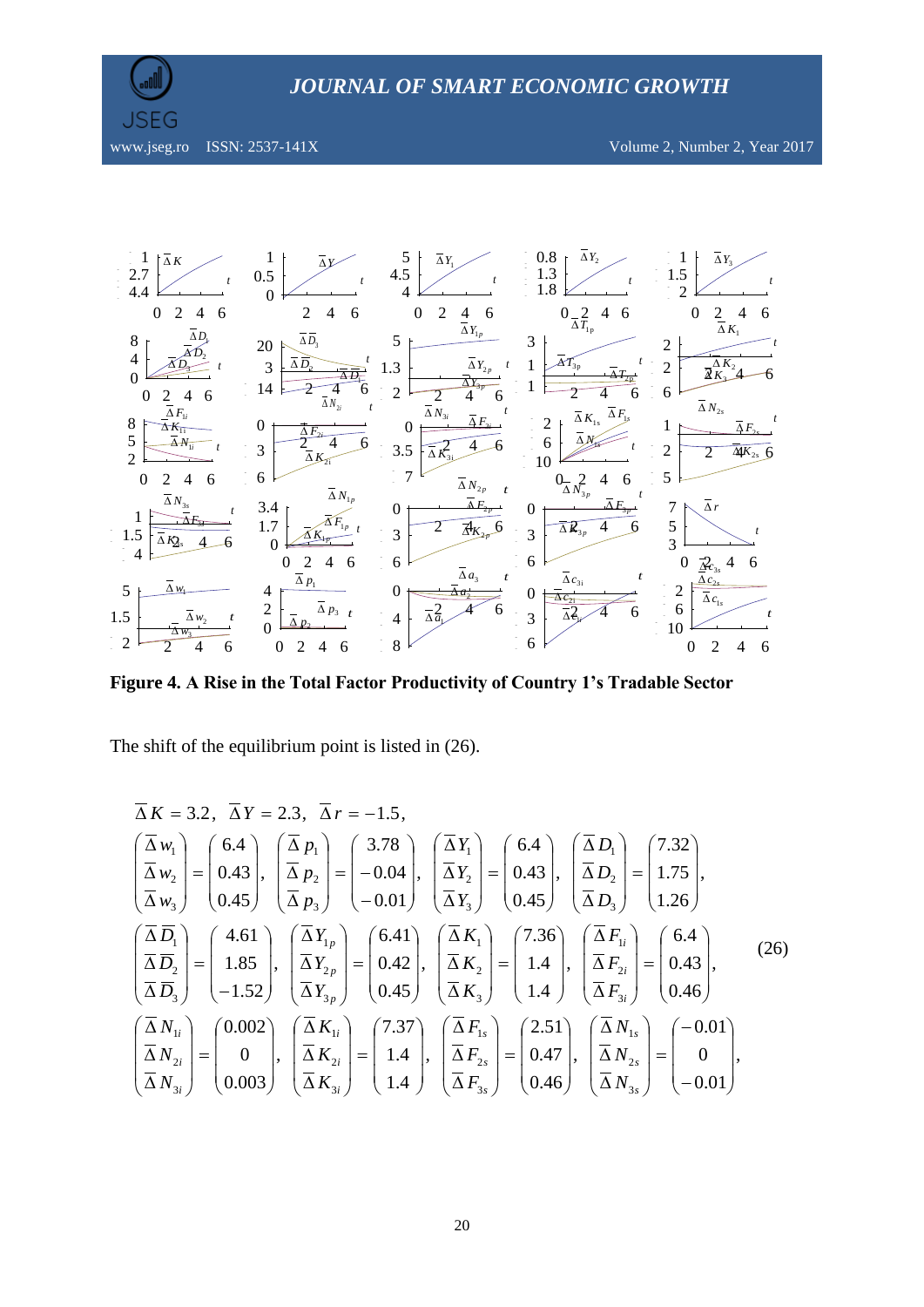**Figure 4. A Rise in the Total Factor Productivity of Country 1's Tradable Sector**

The shift of the equilibrium point is listed in (26).

$$
\begin{gathered}
\bar{\Delta} K = 3.2,\ \ \bar{\Delta} Y = 2.3,\ \ \bar{\Delta} r = -1.5, \\
\begin{pmatrix} \bar{\Delta} w_1 \\ \bar{\Delta} w_2 \\ \bar{\Delta} w_3 \end{pmatrix} = \begin{pmatrix} 6.4 \\ 0.43 \\ 0.45 \end{pmatrix},\ 
\begin{pmatrix} \bar{\Delta} p_1 \\ \bar{\Delta} p_2 \\ \bar{\Delta} p_3 \end{pmatrix} = \begin{pmatrix} 3.78 \\ -0.04 \\ -0.01 \end{pmatrix},\ 
\begin{pmatrix} \bar{\Delta} Y_1 \\ \bar{\Delta} Y_2 \\ \bar{\Delta} Y_3 \end{pmatrix} = \begin{pmatrix} 6.4 \\ 0.43 \\ 0.45 \end{pmatrix},\ 
\begin{pmatrix} \bar{\Delta} D_1 \\ \bar{\Delta} D_2 \\ \bar{\Delta} D_3 \end{pmatrix} = \begin{pmatrix} 7.32 \\ 1.75 \\ 1.26 \end{pmatrix}, \\
\begin{pmatrix} \bar{\Delta} \bar{D}_1 \\ \bar{\Delta} \bar{D}_2 \\ \bar{\Delta} \bar{D}_3 \end{pmatrix} = \begin{pmatrix} 4.61 \\ 1.85 \\ -1.52 \end{pmatrix},\ 
\begin{pmatrix} \bar{\Delta} Y_{1p} \\ \bar{\Delta} Y_{2p} \\ \bar{\Delta} Y_{3p} \end{pmatrix} = \begin{pmatrix} 6.41 \\ 0.42 \\ 0.45 \end{pmatrix},\ 
\begin{pmatrix} \bar{\Delta} K_1 \\ \bar{\Delta} K_2 \\ \bar{\Delta} K_3 \end{pmatrix} = \begin{pmatrix} 7.36 \\ 1.4 \\ 1.4 \end{pmatrix},\ 
\begin{pmatrix} \bar{\Delta} F_{1i} \\ \bar{\Delta} F_{2i} \\ \bar{\Delta} F_{3i} \end{pmatrix} = \begin{pmatrix} 6.4 \\ 0.43 \\ 0.46 \end{pmatrix}, \\
\begin{pmatrix} \bar{\Delta} N_{1i} \\ \bar{\Delta} N_{2i} \\ \bar{\Delta} N_{3i} \end{pmatrix} = \begin{pmatrix} 0.002 \\ 0 \\ 0.003 \end{pmatrix},\ 
\begin{pmatrix} \bar{\Delta} K_{1i} \\ \bar{\Delta} K_{2i} \\ \bar{\Delta} K_{3i} \end{pmatrix} = \begin{pmatrix} 7.37 \\ 1.4 \\ 1.4 \end{pmatrix},\ 
\begin{pmatrix} \bar{\Delta} F_{1s} \\ \bar{\Delta} F_{2s} \\ \bar{\Delta} F_{3s} \end{pmatrix} = \begin{pmatrix} 2.51 \\ 0.47 \\ 0.46 \end{pmatrix},\ 
\begin{pmatrix} \bar{\Delta} N_{1s} \\ \bar{\Delta} N_{2s} \\ \bar{\Delta} N_{3s} \end{pmatrix} = \begin{pmatrix} -0.01 \\ 0 \\ -0.01 \end{pmatrix},
\end{gathered}
\quad (26)
$$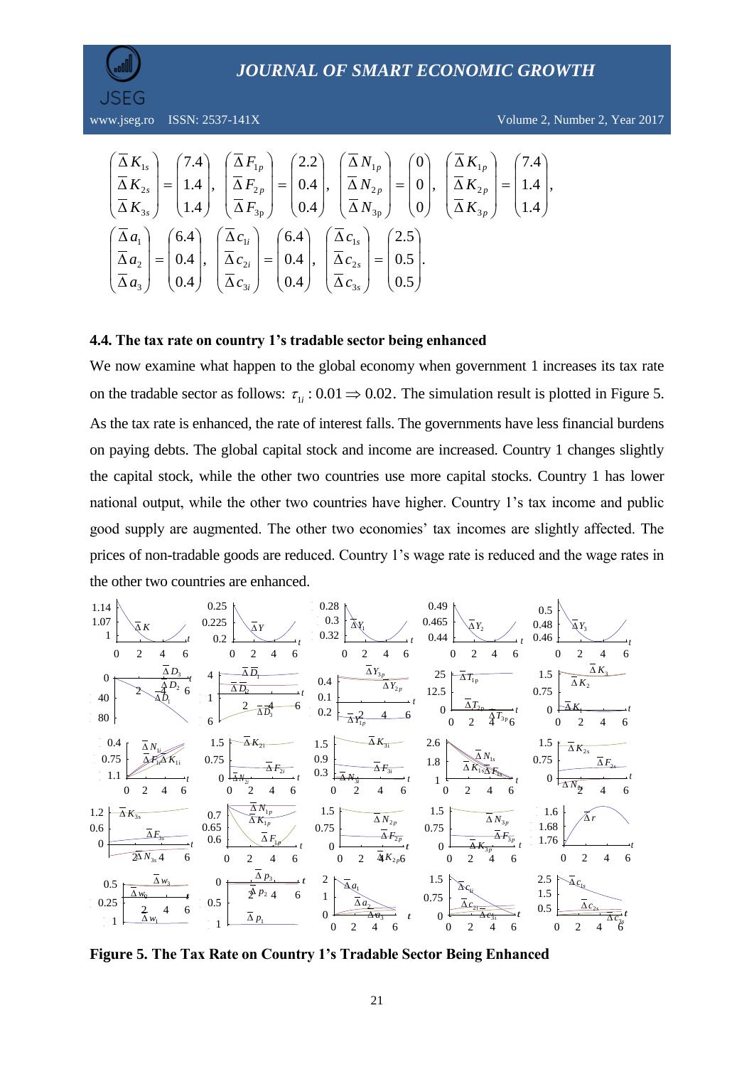$$\begin{pmatrix} \bar{\Delta} K_{1s} \\ \bar{\Delta} K_{2s} \\ \bar{\Delta} K_{3s} \end{pmatrix} = \begin{pmatrix} 7.4 \\ 1.4 \\ 1.4 \end{pmatrix}, \ \begin{pmatrix} \bar{\Delta} F_{1p} \\ \bar{\Delta} F_{2p} \\ \bar{\Delta} F_{3p} \end{pmatrix} = \begin{pmatrix} 2.2 \\ 0.4 \\ 0.4 \end{pmatrix}, \ \begin{pmatrix} \bar{\Delta} N_{1p} \\ \bar{\Delta} N_{2p} \\ \bar{\Delta} N_{3p} \end{pmatrix} = \begin{pmatrix} 0 \\ 0 \\ 0 \end{pmatrix}, \ \begin{pmatrix} \bar{\Delta} K_{1p} \\ \bar{\Delta} K_{2p} \\ \bar{\Delta} K_{3p} \end{pmatrix} = \begin{pmatrix} 7.4 \\ 1.4 \\ 1.4 \end{pmatrix},$$

$$\begin{pmatrix} \bar{\Delta} a_1 \\ \bar{\Delta} a_2 \\ \bar{\Delta} a_3 \end{pmatrix} = \begin{pmatrix} 6.4 \\ 0.4 \\ 0.4 \end{pmatrix}, \ \begin{pmatrix} \bar{\Delta} c_{1i} \\ \bar{\Delta} c_{2i} \\ \bar{\Delta} c_{3i} \end{pmatrix} = \begin{pmatrix} 6.4 \\ 0.4 \\ 0.4 \end{pmatrix}, \ \begin{pmatrix} \bar{\Delta} c_{1s} \\ \bar{\Delta} c_{2s} \\ \bar{\Delta} c_{3s} \end{pmatrix} = \begin{pmatrix} 2.5 \\ 0.5 \\ 0.5 \end{pmatrix}.$$

### 4.4. The tax rate on country 1's tradable sector being enhanced

We now examine what happen to the global economy when government 1 increases its tax rate on the tradable sector as follows: $\tau_{1i} : 0.01 \Rightarrow 0.02$. The simulation result is plotted in Figure 5. As the tax rate is enhanced, the rate of interest falls. The governments have less financial burdens on paying debts. The global capital stock and income are increased. Country 1 changes slightly the capital stock, while the other two countries use more capital stocks. Country 1 has lower national output, while the other two countries have higher. Country 1's tax income and public good supply are augmented. The other two economies' tax incomes are slightly affected. The prices of non-tradable goods are reduced. Country 1's wage rate is reduced and the wage rates in the other two countries are enhanced.

**Figure 5. The Tax Rate on Country 1's Tradable Sector Being Enhanced**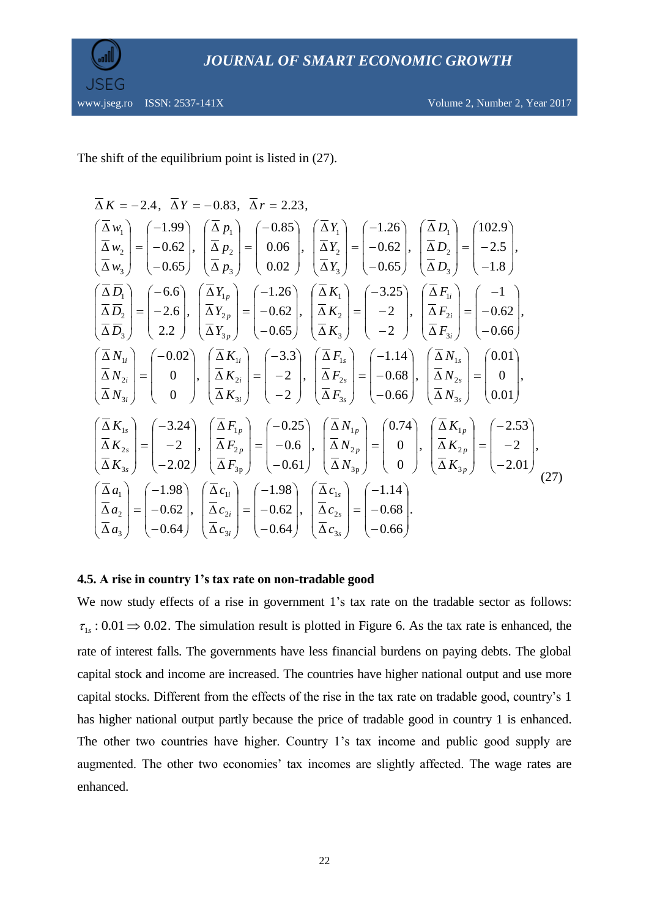The shift of the equilibrium point is listed in (27).

$$
\bar{\Delta} K = -2.4, \ \ \bar{\Delta} Y = -0.83, \ \ \bar{\Delta} r = 2.23,
$$

$$
\begin{pmatrix} \bar{\Delta} w_1 \\ \bar{\Delta} w_2 \\ \bar{\Delta} w_3 \end{pmatrix} = \begin{pmatrix} -1.99 \\ -0.62 \\ -0.65 \end{pmatrix}, \ \begin{pmatrix} \bar{\Delta} p_1 \\ \bar{\Delta} p_2 \\ \bar{\Delta} p_3 \end{pmatrix} = \begin{pmatrix} -0.85 \\ 0.06 \\ 0.02 \end{pmatrix}, \ \begin{pmatrix} \bar{\Delta} Y_1 \\ \bar{\Delta} Y_2 \\ \bar{\Delta} Y_3 \end{pmatrix} = \begin{pmatrix} -1.26 \\ -0.62 \\ -0.65 \end{pmatrix}, \ \begin{pmatrix} \bar{\Delta} D_1 \\ \bar{\Delta} D_2 \\ \bar{\Delta} D_3 \end{pmatrix} = \begin{pmatrix} 102.9 \\ -2.5 \\ -1.8 \end{pmatrix},
$$

$$
\begin{pmatrix} \bar{\Delta} \bar{D}_1 \\ \bar{\Delta} \bar{D}_2 \\ \bar{\Delta} \bar{D}_3 \end{pmatrix} = \begin{pmatrix} -6.6 \\ -2.6 \\ 2.2 \end{pmatrix}, \ \begin{pmatrix} \bar{\Delta} Y_{1p} \\ \bar{\Delta} Y_{2p} \\ \bar{\Delta} Y_{3p} \end{pmatrix} = \begin{pmatrix} -1.26 \\ -0.62 \\ -0.65 \end{pmatrix}, \ \begin{pmatrix} \bar{\Delta} K_1 \\ \bar{\Delta} K_2 \\ \bar{\Delta} K_3 \end{pmatrix} = \begin{pmatrix} -3.25 \\ -2 \\ -2 \end{pmatrix}, \ \begin{pmatrix} \bar{\Delta} F_{1i} \\ \bar{\Delta} F_{2i} \\ \bar{\Delta} F_{3i} \end{pmatrix} = \begin{pmatrix} -1 \\ -0.62 \\ -0.66 \end{pmatrix},
$$

$$
\begin{pmatrix} \bar{\Delta} N_{1i} \\ \bar{\Delta} N_{2i} \\ \bar{\Delta} N_{3i} \end{pmatrix} = \begin{pmatrix} -0.02 \\ 0 \\ 0 \end{pmatrix}, \ \begin{pmatrix} \bar{\Delta} K_{1i} \\ \bar{\Delta} K_{2i} \\ \bar{\Delta} K_{3i} \end{pmatrix} = \begin{pmatrix} -3.3 \\ -2 \\ -2 \end{pmatrix}, \ \begin{pmatrix} \bar{\Delta} F_{1s} \\ \bar{\Delta} F_{2s} \\ \bar{\Delta} F_{3s} \end{pmatrix} = \begin{pmatrix} -1.14 \\ -0.68 \\ -0.66 \end{pmatrix}, \ \begin{pmatrix} \bar{\Delta} N_{1s} \\ \bar{\Delta} N_{2s} \\ \bar{\Delta} N_{3s} \end{pmatrix} = \begin{pmatrix} 0.01 \\ 0 \\ 0.01 \end{pmatrix},
$$

$$
\begin{pmatrix} \bar{\Delta} K_{1s} \\ \bar{\Delta} K_{2s} \\ \bar{\Delta} K_{3s} \end{pmatrix} = \begin{pmatrix} -3.24 \\ -2 \\ -2.02 \end{pmatrix}, \ \begin{pmatrix} \bar{\Delta} F_{1p} \\ \bar{\Delta} F_{2p} \\ \bar{\Delta} F_{3p} \end{pmatrix} = \begin{pmatrix} -0.25 \\ -0.6 \\ -0.61 \end{pmatrix}, \ \begin{pmatrix} \bar{\Delta} N_{1p} \\ \bar{\Delta} N_{2p} \\ \bar{\Delta} N_{3p} \end{pmatrix} = \begin{pmatrix} 0.74 \\ 0 \\ 0 \end{pmatrix}, \ \begin{pmatrix} \bar{\Delta} K_{1p} \\ \bar{\Delta} K_{2p} \\ \bar{\Delta} K_{3p} \end{pmatrix} = \begin{pmatrix} -2.53 \\ -2 \\ -2.01 \end{pmatrix},
$$

$$
\begin{pmatrix} \bar{\Delta} a_1 \\ \bar{\Delta} a_2 \\ \bar{\Delta} a_3 \end{pmatrix} = \begin{pmatrix} -1.98 \\ -0.62 \\ -0.64 \end{pmatrix}, \ \begin{pmatrix} \bar{\Delta} c_{1i} \\ \bar{\Delta} c_{2i} \\ \bar{\Delta} c_{3i} \end{pmatrix} = \begin{pmatrix} -1.98 \\ -0.62 \\ -0.64 \end{pmatrix}, \ \begin{pmatrix} \bar{\Delta} c_{1s} \\ \bar{\Delta} c_{2s} \\ \bar{\Delta} c_{3s} \end{pmatrix} = \begin{pmatrix} -1.14 \\ -0.68 \\ -0.66 \end{pmatrix}. \tag{27}
$$

**4.5. A rise in country 1's tax rate on non-tradable good**

We now study effects of a rise in government 1's tax rate on the tradable sector as follows: $\tau_{1s} : 0.01 \Rightarrow 0.02$. The simulation result is plotted in Figure 6. As the tax rate is enhanced, the rate of interest falls. The governments have less financial burdens on paying debts. The global capital stock and income are increased. The countries have higher national output and use more capital stocks. Different from the effects of the rise in the tax rate on tradable good, country's 1 has higher national output partly because the price of tradable good in country 1 is enhanced. The other two countries have higher. Country 1's tax income and public good supply are augmented. The other two economies' tax incomes are slightly affected. The wage rates are enhanced.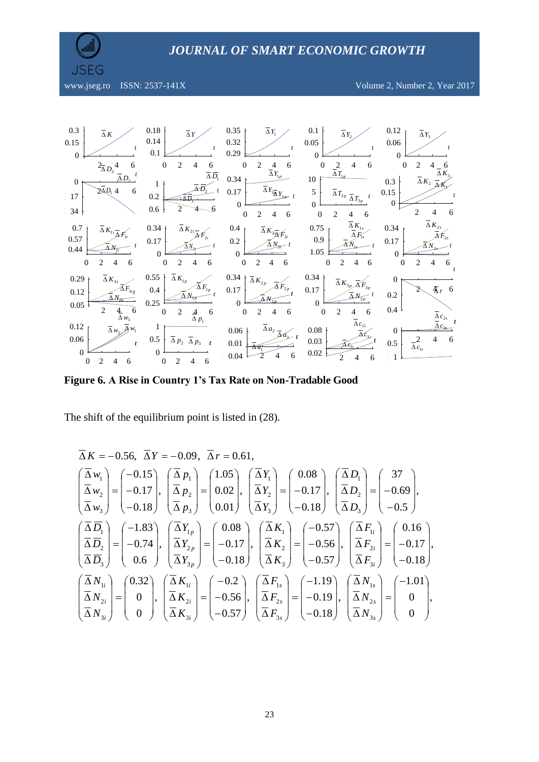**Figure 6. A Rise in Country 1's Tax Rate on Non-Tradable Good**

The shift of the equilibrium point is listed in (28).

$$
\bar{\Delta} K = -0.56,\ \bar{\Delta} Y = -0.09,\ \bar{\Delta} r = 0.61,
$$

$$
\begin{pmatrix} \bar{\Delta} w_1 \\ \bar{\Delta} w_2 \\ \bar{\Delta} w_3 \end{pmatrix} = \begin{pmatrix} -0.15 \\ -0.17 \\ -0.18 \end{pmatrix},\ \begin{pmatrix} \bar{\Delta} p_1 \\ \bar{\Delta} p_2 \\ \bar{\Delta} p_3 \end{pmatrix} = \begin{pmatrix} 1.05 \\ 0.02 \\ 0.01 \end{pmatrix},\ \begin{pmatrix} \bar{\Delta} Y_1 \\ \bar{\Delta} Y_2 \\ \bar{\Delta} Y_3 \end{pmatrix} = \begin{pmatrix} 0.08 \\ -0.17 \\ -0.18 \end{pmatrix},\ \begin{pmatrix} \bar{\Delta} D_1 \\ \bar{\Delta} D_2 \\ \bar{\Delta} D_3 \end{pmatrix} = \begin{pmatrix} 37 \\ -0.69 \\ -0.5 \end{pmatrix},
$$

$$
\begin{pmatrix} \bar{\Delta} \bar{D}_1 \\ \bar{\Delta} \bar{D}_2 \\ \bar{\Delta} \bar{D}_3 \end{pmatrix} = \begin{pmatrix} -1.83 \\ -0.74 \\ 0.6 \end{pmatrix},\ \begin{pmatrix} \bar{\Delta} Y_{1p} \\ \bar{\Delta} Y_{2p} \\ \bar{\Delta} Y_{3p} \end{pmatrix} = \begin{pmatrix} 0.08 \\ -0.17 \\ -0.18 \end{pmatrix},\ \begin{pmatrix} \bar{\Delta} K_1 \\ \bar{\Delta} K_2 \\ \bar{\Delta} K_3 \end{pmatrix} = \begin{pmatrix} -0.57 \\ -0.56 \\ -0.57 \end{pmatrix},\ \begin{pmatrix} \bar{\Delta} F_{1i} \\ \bar{\Delta} F_{2i} \\ \bar{\Delta} F_{3i} \end{pmatrix} = \begin{pmatrix} 0.16 \\ -0.17 \\ -0.18 \end{pmatrix},
$$

$$
\begin{pmatrix} \bar{\Delta} N_{1i} \\ \bar{\Delta} N_{2i} \\ \bar{\Delta} N_{3i} \end{pmatrix} = \begin{pmatrix} 0.32 \\ 0 \\ 0 \end{pmatrix},\ \begin{pmatrix} \bar{\Delta} K_{1i} \\ \bar{\Delta} K_{2i} \\ \bar{\Delta} K_{3i} \end{pmatrix} = \begin{pmatrix} -0.2 \\ -0.56 \\ -0.57 \end{pmatrix},\ \begin{pmatrix} \bar{\Delta} F_{1s} \\ \bar{\Delta} F_{2s} \\ \bar{\Delta} F_{3s} \end{pmatrix} = \begin{pmatrix} -1.19 \\ -0.19 \\ -0.18 \end{pmatrix},\ \begin{pmatrix} \bar{\Delta} N_{1s} \\ \bar{\Delta} N_{2s} \\ \bar{\Delta} N_{3s} \end{pmatrix} = \begin{pmatrix} -1.01 \\ 0 \\ 0 \end{pmatrix},
$$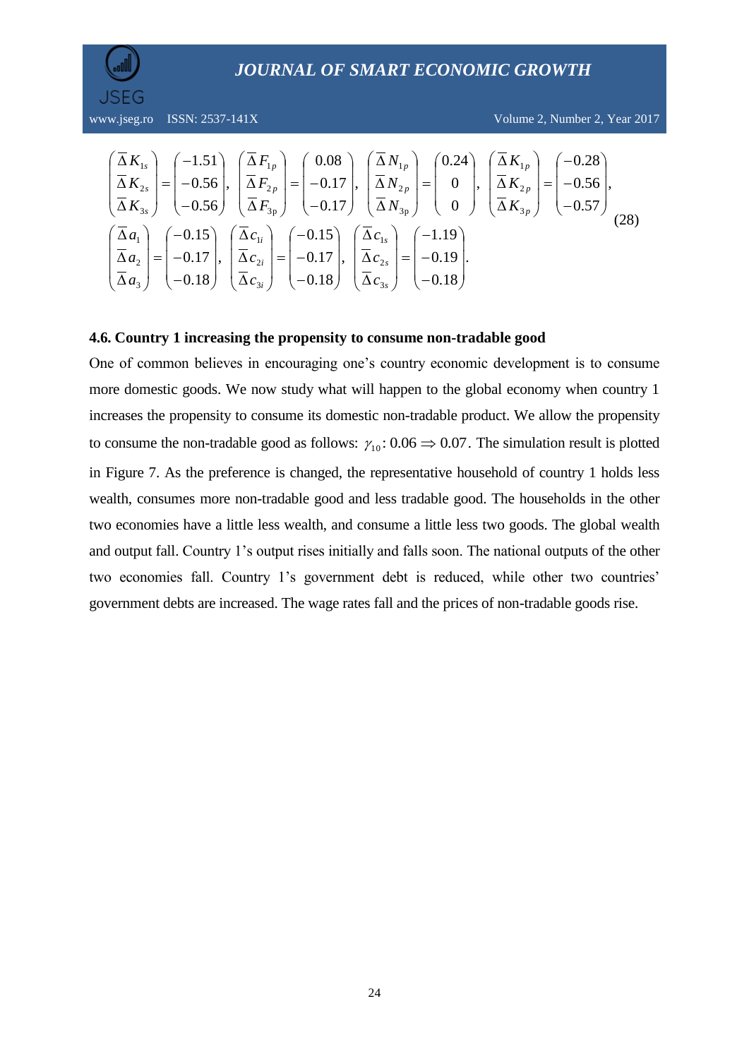$$\begin{pmatrix} \bar{\Delta} K_{1s} \\ \bar{\Delta} K_{2s} \\ \bar{\Delta} K_{3s} \end{pmatrix} = \begin{pmatrix} -1.51 \\ -0.56 \\ -0.56 \end{pmatrix}, \begin{pmatrix} \bar{\Delta} F_{1p} \\ \bar{\Delta} F_{2p} \\ \bar{\Delta} F_{3p} \end{pmatrix} = \begin{pmatrix} 0.08 \\ -0.17 \\ -0.17 \end{pmatrix}, \begin{pmatrix} \bar{\Delta} N_{1p} \\ \bar{\Delta} N_{2p} \\ \bar{\Delta} N_{3p} \end{pmatrix} = \begin{pmatrix} 0.24 \\ 0 \\ 0 \end{pmatrix}, \begin{pmatrix} \bar{\Delta} K_{1p} \\ \bar{\Delta} K_{2p} \\ \bar{\Delta} K_{3p} \end{pmatrix} = \begin{pmatrix} -0.28 \\ -0.56 \\ -0.57 \end{pmatrix},$$
$$\begin{pmatrix} \bar{\Delta} a_1 \\ \bar{\Delta} a_2 \\ \bar{\Delta} a_3 \end{pmatrix} = \begin{pmatrix} -0.15 \\ -0.17 \\ -0.18 \end{pmatrix}, \begin{pmatrix} \bar{\Delta} c_{1i} \\ \bar{\Delta} c_{2i} \\ \bar{\Delta} c_{3i} \end{pmatrix} = \begin{pmatrix} -0.15 \\ -0.17 \\ -0.18 \end{pmatrix}, \begin{pmatrix} \bar{\Delta} c_{1s} \\ \bar{\Delta} c_{2s} \\ \bar{\Delta} c_{3s} \end{pmatrix} = \begin{pmatrix} -1.19 \\ -0.19 \\ -0.18 \end{pmatrix}. \tag{28}$$

### 4.6. Country 1 increasing the propensity to consume non-tradable good

One of common believes in encouraging one's country economic development is to consume more domestic goods. We now study what will happen to the global economy when country 1 increases the propensity to consume its domestic non-tradable product. We allow the propensity to consume the non-tradable good as follows: $\gamma_{10}: 0.06 \Rightarrow 0.07$. The simulation result is plotted in Figure 7. As the preference is changed, the representative household of country 1 holds less wealth, consumes more non-tradable good and less tradable good. The households in the other two economies have a little less wealth, and consume a little less two goods. The global wealth and output fall. Country 1's output rises initially and falls soon. The national outputs of the other two economies fall. Country 1's government debt is reduced, while other two countries' government debts are increased. The wage rates fall and the prices of non-tradable goods rise.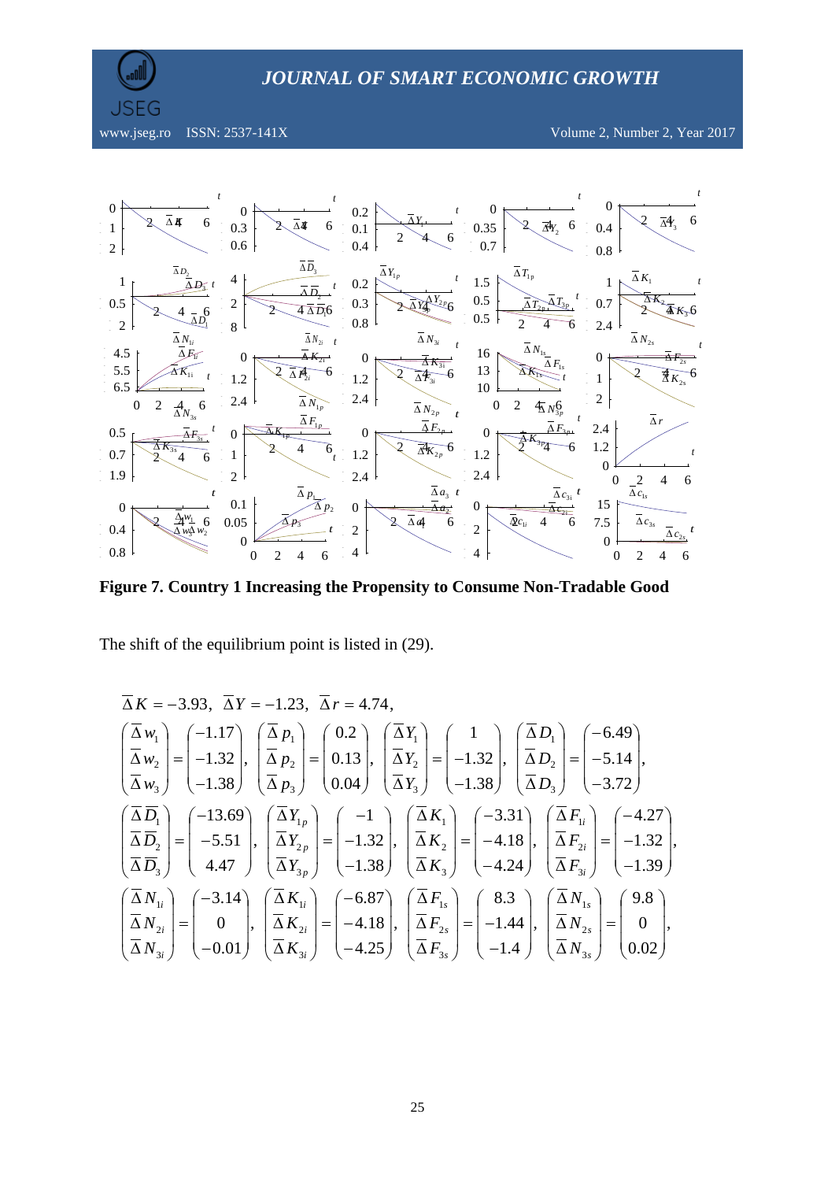**Figure 7. Country 1 Increasing the Propensity to Consume Non-Tradable Good**

The shift of the equilibrium point is listed in (29).

$$\bar{\Delta} K = -3.93,\ \bar{\Delta} Y = -1.23,\ \bar{\Delta} r = 4.74,$$

$$\begin{pmatrix} \bar{\Delta} w_1 \\ \bar{\Delta} w_2 \\ \bar{\Delta} w_3 \end{pmatrix} = \begin{pmatrix} -1.17 \\ -1.32 \\ -1.38 \end{pmatrix},\ \begin{pmatrix} \bar{\Delta} p_1 \\ \bar{\Delta} p_2 \\ \bar{\Delta} p_3 \end{pmatrix} = \begin{pmatrix} 0.2 \\ 0.13 \\ 0.04 \end{pmatrix},\ \begin{pmatrix} \bar{\Delta} Y_1 \\ \bar{\Delta} Y_2 \\ \bar{\Delta} Y_3 \end{pmatrix} = \begin{pmatrix} 1 \\ -1.32 \\ -1.38 \end{pmatrix},\ \begin{pmatrix} \bar{\Delta} D_1 \\ \bar{\Delta} D_2 \\ \bar{\Delta} D_3 \end{pmatrix} = \begin{pmatrix} -6.49 \\ -5.14 \\ -3.72 \end{pmatrix},$$

$$\begin{pmatrix} \bar{\Delta} \bar{D}_1 \\ \bar{\Delta} \bar{D}_2 \\ \bar{\Delta} \bar{D}_3 \end{pmatrix} = \begin{pmatrix} -13.69 \\ -5.51 \\ 4.47 \end{pmatrix},\ \begin{pmatrix} \bar{\Delta} Y_{1p} \\ \bar{\Delta} Y_{2p} \\ \bar{\Delta} Y_{3p} \end{pmatrix} = \begin{pmatrix} -1 \\ -1.32 \\ -1.38 \end{pmatrix},\ \begin{pmatrix} \bar{\Delta} K_1 \\ \bar{\Delta} K_2 \\ \bar{\Delta} K_3 \end{pmatrix} = \begin{pmatrix} -3.31 \\ -4.18 \\ -4.24 \end{pmatrix},\ \begin{pmatrix} \bar{\Delta} F_{1i} \\ \bar{\Delta} F_{2i} \\ \bar{\Delta} F_{3i} \end{pmatrix} = \begin{pmatrix} -4.27 \\ -1.32 \\ -1.39 \end{pmatrix},$$

$$\begin{pmatrix} \bar{\Delta} N_{1i} \\ \bar{\Delta} N_{2i} \\ \bar{\Delta} N_{3i} \end{pmatrix} = \begin{pmatrix} -3.14 \\ 0 \\ -0.01 \end{pmatrix},\ \begin{pmatrix} \bar{\Delta} K_{1i} \\ \bar{\Delta} K_{2i} \\ \bar{\Delta} K_{3i} \end{pmatrix} = \begin{pmatrix} -6.87 \\ -4.18 \\ -4.25 \end{pmatrix},\ \begin{pmatrix} \bar{\Delta} F_{1s} \\ \bar{\Delta} F_{2s} \\ \bar{\Delta} F_{3s} \end{pmatrix} = \begin{pmatrix} 8.3 \\ -1.44 \\ -1.4 \end{pmatrix},\ \begin{pmatrix} \bar{\Delta} N_{1s} \\ \bar{\Delta} N_{2s} \\ \bar{\Delta} N_{3s} \end{pmatrix} = \begin{pmatrix} 9.8 \\ 0 \\ 0.02 \end{pmatrix},$$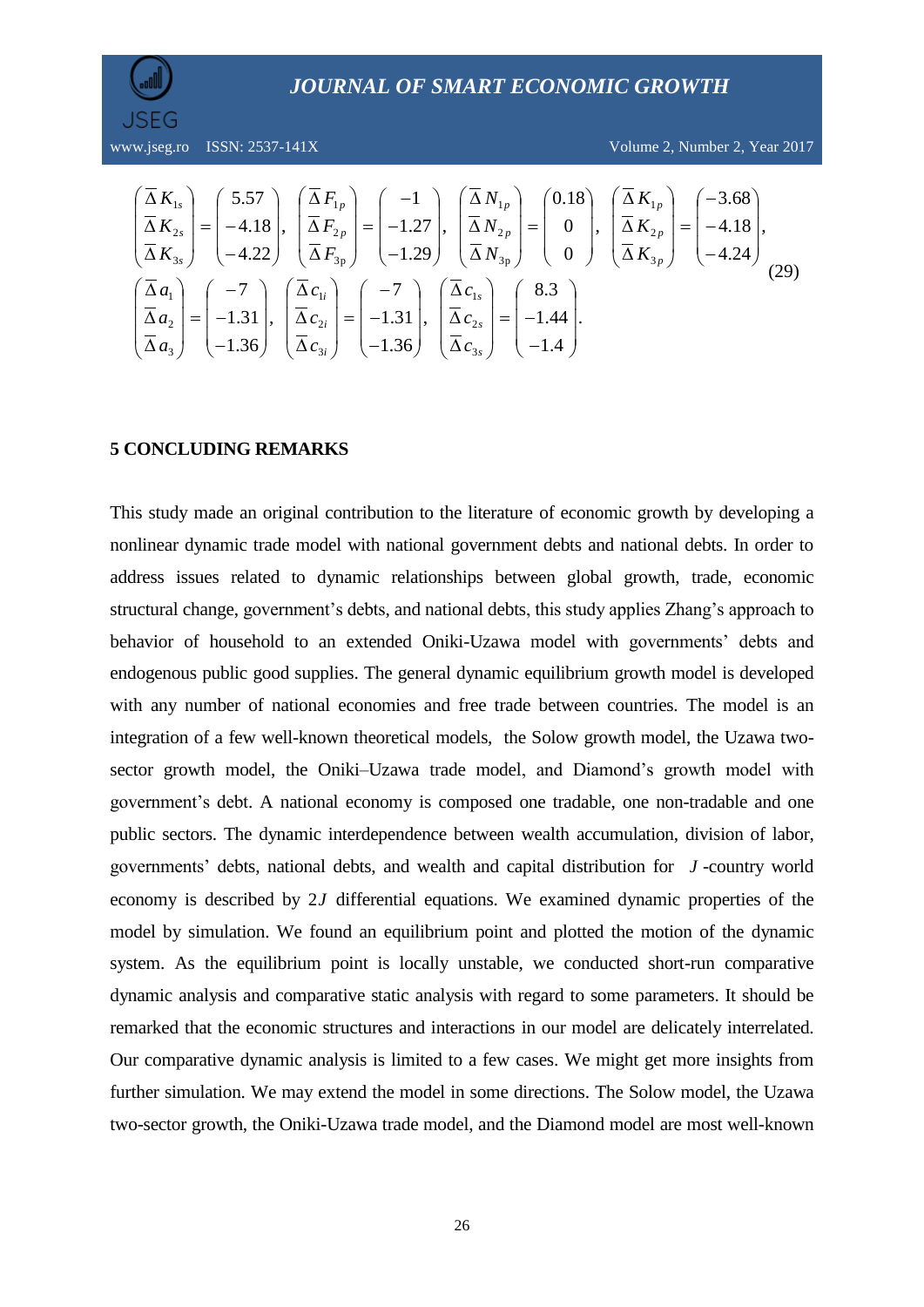$$
\begin{pmatrix} \bar{\Delta} K_{1s} \\ \bar{\Delta} K_{2s} \\ \bar{\Delta} K_{3s} \end{pmatrix} = \begin{pmatrix} 5.57 \\ -4.18 \\ -4.22 \end{pmatrix}, \quad \begin{pmatrix} \bar{\Delta} F_{1p} \\ \bar{\Delta} F_{2p} \\ \bar{\Delta} F_{3p} \end{pmatrix} = \begin{pmatrix} -1 \\ -1.27 \\ -1.29 \end{pmatrix}, \quad \begin{pmatrix} \bar{\Delta} N_{1p} \\ \bar{\Delta} N_{2p} \\ \bar{\Delta} N_{3p} \end{pmatrix} = \begin{pmatrix} 0.18 \\ 0 \\ 0 \end{pmatrix}, \quad \begin{pmatrix} \bar{\Delta} K_{1p} \\ \bar{\Delta} K_{2p} \\ \bar{\Delta} K_{3p} \end{pmatrix} = \begin{pmatrix} -3.68 \\ -4.18 \\ -4.24 \end{pmatrix},
$$

$$
\begin{pmatrix} \bar{\Delta} a_1 \\ \bar{\Delta} a_2 \\ \bar{\Delta} a_3 \end{pmatrix} = \begin{pmatrix} -7 \\ -1.31 \\ -1.36 \end{pmatrix}, \quad \begin{pmatrix} \bar{\Delta} c_{1i} \\ \bar{\Delta} c_{2i} \\ \bar{\Delta} c_{3i} \end{pmatrix} = \begin{pmatrix} -7 \\ -1.31 \\ -1.36 \end{pmatrix}, \quad \begin{pmatrix} \bar{\Delta} c_{1s} \\ \bar{\Delta} c_{2s} \\ \bar{\Delta} c_{3s} \end{pmatrix} = \begin{pmatrix} 8.3 \\ -1.44 \\ -1.4 \end{pmatrix}. \tag{29}
$$

## 5 CONCLUDING REMARKS

This study made an original contribution to the literature of economic growth by developing a nonlinear dynamic trade model with national government debts and national debts. In order to address issues related to dynamic relationships between global growth, trade, economic structural change, government's debts, and national debts, this study applies Zhang's approach to behavior of household to an extended Oniki-Uzawa model with governments' debts and endogenous public good supplies. The general dynamic equilibrium growth model is developed with any number of national economies and free trade between countries. The model is an integration of a few well-known theoretical models, the Solow growth model, the Uzawa two-sector growth model, the Oniki–Uzawa trade model, and Diamond's growth model with government's debt. A national economy is composed one tradable, one non-tradable and one public sectors. The dynamic interdependence between wealth accumulation, division of labor, governments' debts, national debts, and wealth and capital distribution for $J$-country world economy is described by $2J$ differential equations. We examined dynamic properties of the model by simulation. We found an equilibrium point and plotted the motion of the dynamic system. As the equilibrium point is locally unstable, we conducted short-run comparative dynamic analysis and comparative static analysis with regard to some parameters. It should be remarked that the economic structures and interactions in our model are delicately interrelated. Our comparative dynamic analysis is limited to a few cases. We might get more insights from further simulation. We may extend the model in some directions. The Solow model, the Uzawa two-sector growth, the Oniki-Uzawa trade model, and the Diamond model are most well-known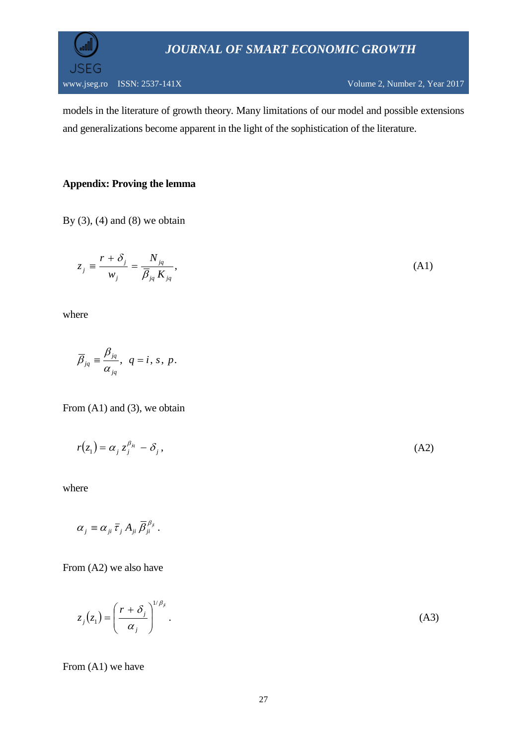models in the literature of growth theory. Many limitations of our model and possible extensions and generalizations become apparent in the light of the sophistication of the literature.

## Appendix: Proving the lemma

By (3), (4) and (8) we obtain

$$z_j \equiv \frac{r + \delta_j}{w_j} = \frac{N_{jq}}{\bar{\beta}_{jq} K_{jq}}, \tag{A1}$$

where

$$\bar{\beta}_{jq} \equiv \frac{\beta_{jq}}{\alpha_{jq}}, \ \ q = i, s, p.$$

From (A1) and (3), we obtain

$$r(z_1) = \alpha_j z_j^{\beta_{ji}} - \delta_j, \tag{A2}$$

where

$$\alpha_j \equiv \alpha_{ji} \bar{\tau}_j A_{ji} \bar{\beta}_{ji}^{\beta_{ji}}.$$

From (A2) we also have

$$z_j(z_1) = \left(\frac{r + \delta_j}{\alpha_j}\right)^{1/\beta_{ji}}. \tag{A3}$$

From (A1) we have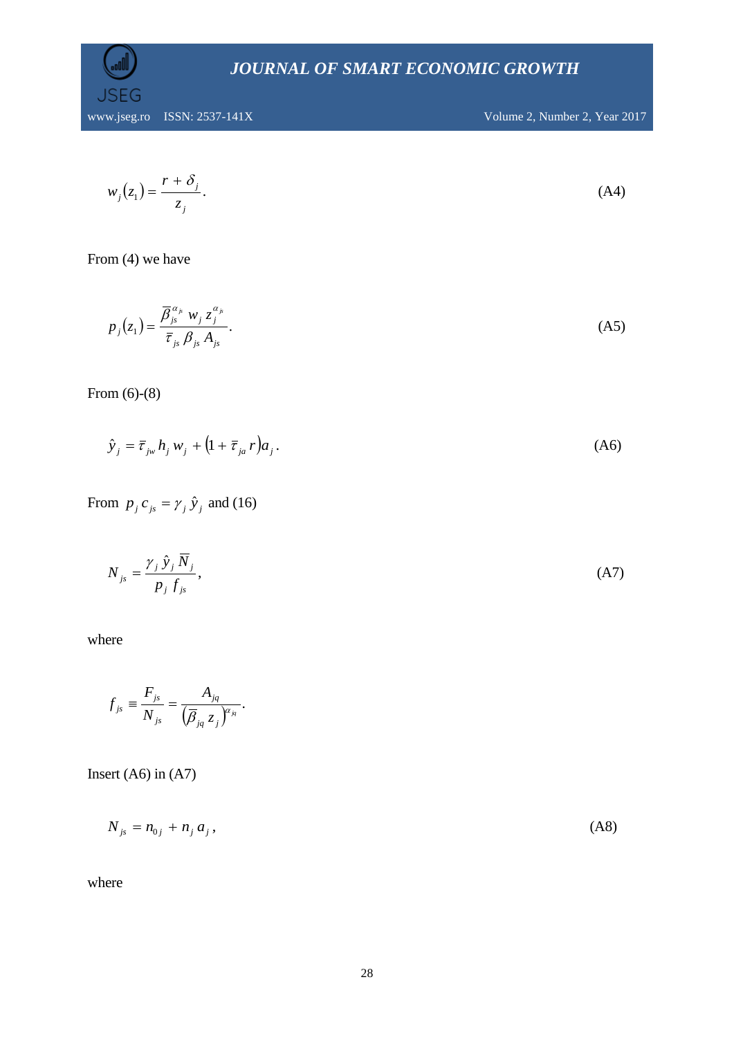$$w_j(z_1) = \frac{r + \delta_j}{z_j}. \tag{A4}$$

From (4) we have

$$p_j(z_1) = \frac{\overline{\beta}_{js}^{\alpha_{js}} \, w_j \, z_j^{\alpha_{js}}}{\overline{\tau}_{js} \, \beta_{js} \, A_{js}}. \tag{A5}$$

From (6)-(8)

$$\hat{y}_j = \overline{\tau}_{jw} \, h_j \, w_j + \left(1 + \overline{\tau}_{ja} \, r\right) a_j. \tag{A6}$$

From $p_j \, c_{js} = \gamma_j \, \hat{y}_j$ and (16)

$$N_{js} = \frac{\gamma_j \, \hat{y}_j \, \overline{N}_j}{p_j \, f_{js}}, \tag{A7}$$

where

$$f_{js} \equiv \frac{F_{js}}{N_{js}} = \frac{A_{jq}}{\left(\overline{\beta}_{jq} \, z_j\right)^{\alpha_{jq}}}.$$

Insert (A6) in (A7)

$$N_{js} = n_{0j} + n_j \, a_j, \tag{A8}$$

where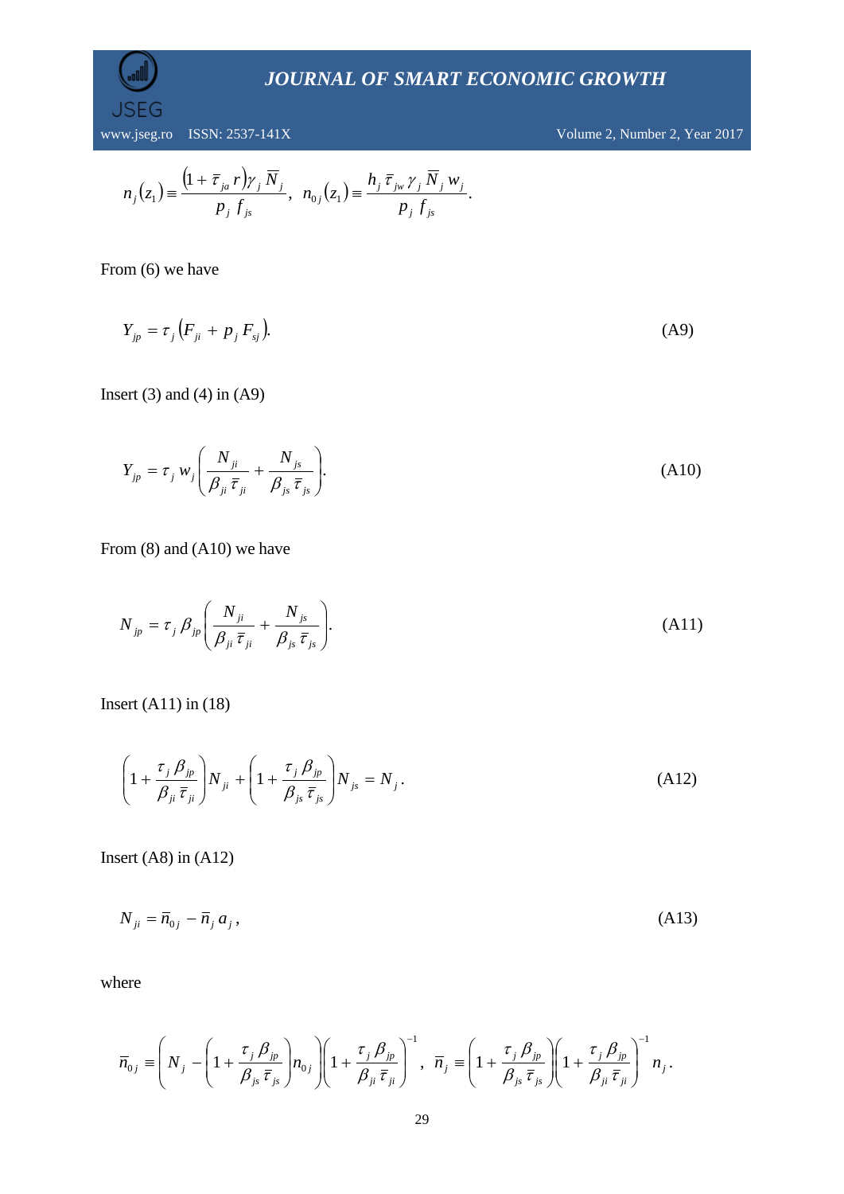$$n_j(z_1) \equiv \frac{(1+\bar{\tau}_{ja} r)\gamma_j \bar{N}_j}{p_j f_{js}}, \quad n_{0j}(z_1) \equiv \frac{h_j \bar{\tau}_{jw} \gamma_j \bar{N}_j w_j}{p_j f_{js}}.$$

From (6) we have

$$Y_{jp} = \tau_j (F_{ji} + p_j F_{sj}). \tag{A9}$$

Insert (3) and (4) in (A9)

$$Y_{jp} = \tau_j w_j \left( \frac{N_{ji}}{\beta_{ji} \bar{\tau}_{ji}} + \frac{N_{js}}{\beta_{js} \bar{\tau}_{js}} \right). \tag{A10}$$

From (8) and (A10) we have

$$N_{jp} = \tau_j \beta_{jp} \left( \frac{N_{ji}}{\beta_{ji} \bar{\tau}_{ji}} + \frac{N_{js}}{\beta_{js} \bar{\tau}_{js}} \right). \tag{A11}$$

Insert (A11) in (18)

$$\left(1 + \frac{\tau_j \beta_{jp}}{\beta_{ji} \bar{\tau}_{ji}}\right) N_{ji} + \left(1 + \frac{\tau_j \beta_{jp}}{\beta_{js} \bar{\tau}_{js}}\right) N_{js} = N_j. \tag{A12}$$

Insert (A8) in (A12)

$$N_{ji} = \bar{n}_{0j} - \bar{n}_j a_j, \tag{A13}$$

where

$$\bar{n}_{0j} \equiv \left( N_j - \left(1 + \frac{\tau_j \beta_{jp}}{\beta_{js} \bar{\tau}_{js}}\right) n_{0j} \right) \left(1 + \frac{\tau_j \beta_{jp}}{\beta_{ji} \bar{\tau}_{ji}}\right)^{-1}, \quad \bar{n}_j \equiv \left(1 + \frac{\tau_j \beta_{jp}}{\beta_{js} \bar{\tau}_{js}}\right) \left(1 + \frac{\tau_j \beta_{jp}}{\beta_{ji} \bar{\tau}_{ji}}\right)^{-1} n_j.$$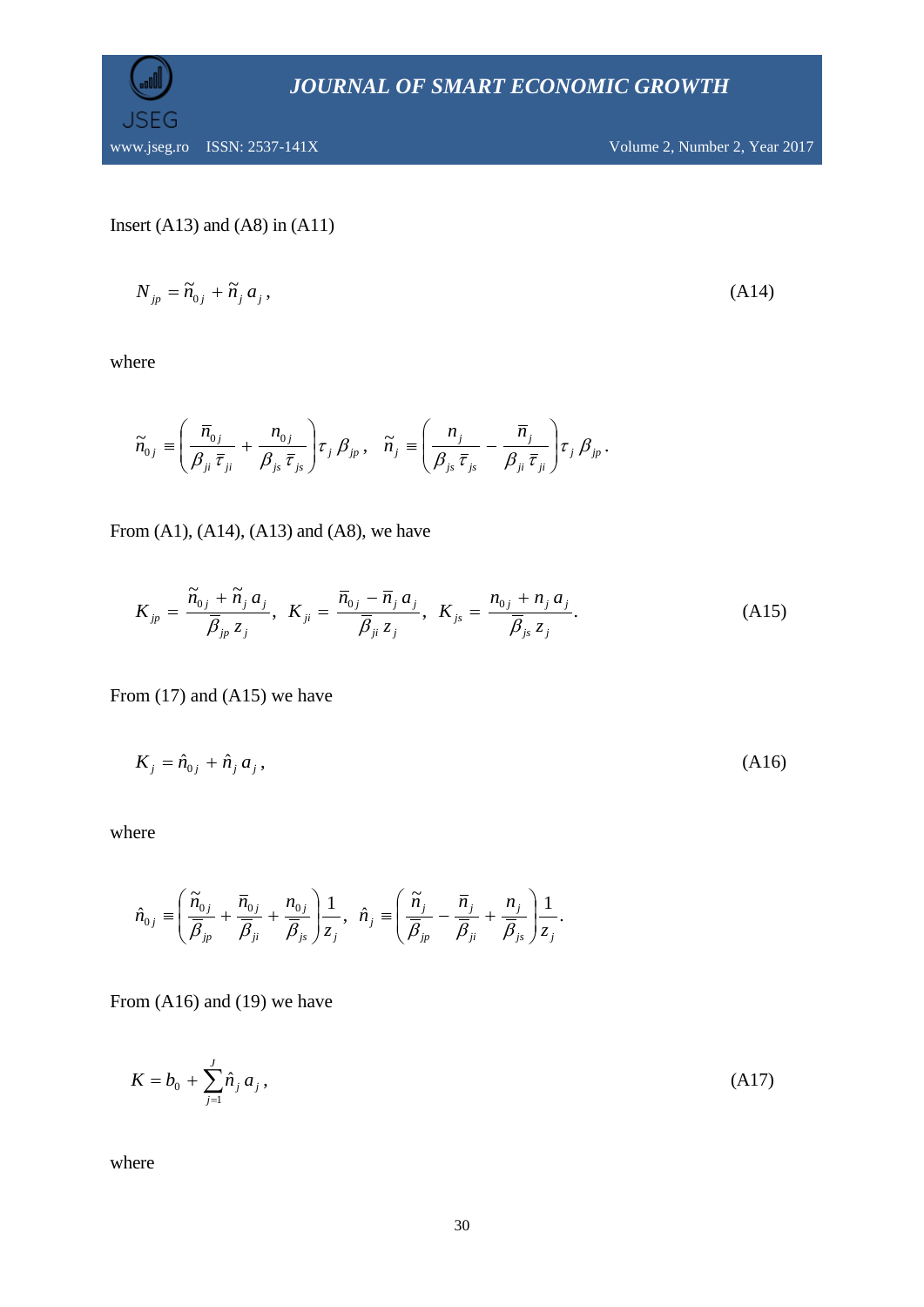Insert (A13) and (A8) in (A11)

$$N_{jp} = \tilde{n}_{0j} + \tilde{n}_j a_j , \tag{A14}$$

where

$$\tilde{n}_{0j} \equiv \left( \frac{\bar{n}_{0j}}{\beta_{ji} \bar{\tau}_{ji}} + \frac{n_{0j}}{\beta_{js} \bar{\tau}_{js}} \right) \tau_j \beta_{jp} , \quad \tilde{n}_j \equiv \left( \frac{n_j}{\beta_{js} \bar{\tau}_{js}} - \frac{\bar{n}_j}{\beta_{ji} \bar{\tau}_{ji}} \right) \tau_j \beta_{jp} .$$

From (A1), (A14), (A13) and (A8), we have

$$K_{jp} = \frac{\tilde{n}_{0j} + \tilde{n}_j a_j}{\bar{\beta}_{jp} z_j}, \quad K_{ji} = \frac{\bar{n}_{0j} - \bar{n}_j a_j}{\bar{\beta}_{ji} z_j}, \quad K_{js} = \frac{n_{0j} + n_j a_j}{\bar{\beta}_{js} z_j}. \tag{A15}$$

From (17) and (A15) we have

$$K_j = \hat{n}_{0j} + \hat{n}_j a_j , \tag{A16}$$

where

$$\hat{n}_{0j} \equiv \left( \frac{\tilde{n}_{0j}}{\bar{\beta}_{jp}} + \frac{\bar{n}_{0j}}{\bar{\beta}_{ji}} + \frac{n_{0j}}{\bar{\beta}_{js}} \right) \frac{1}{z_j}, \quad \hat{n}_j \equiv \left( \frac{\tilde{n}_j}{\bar{\beta}_{jp}} - \frac{\bar{n}_j}{\bar{\beta}_{ji}} + \frac{n_j}{\bar{\beta}_{js}} \right) \frac{1}{z_j}.$$

From (A16) and (19) we have

$$K = b_0 + \sum_{j=1}^{J} \hat{n}_j a_j , \tag{A17}$$

where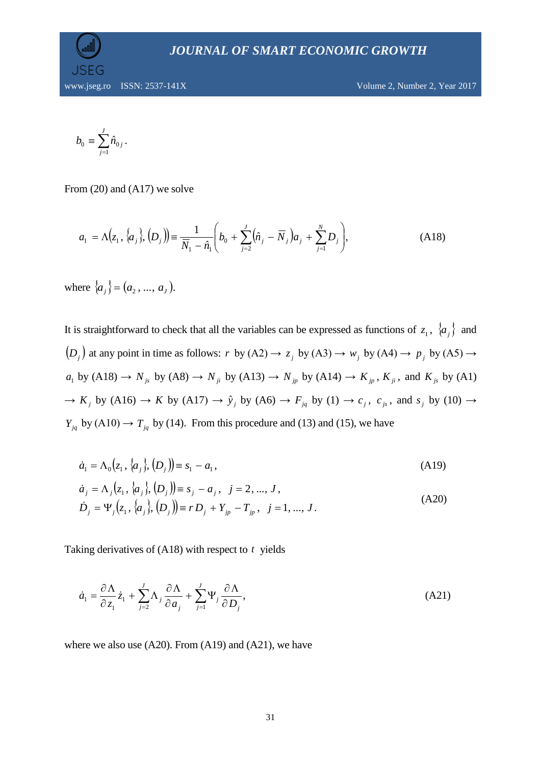$$b_0 \equiv \sum_{j=1}^{J} \hat{n}_{0j}.$$

From (20) and (A17) we solve

$$a_1 = \Lambda\left(z_1, \{a_j\}, (D_j)\right) \equiv \frac{1}{\bar{N}_1 - \hat{n}_1}\left(b_0 + \sum_{j=2}^{J}\left(\hat{n}_j - \bar{N}_j\right)a_j + \sum_{j=1}^{N} D_j\right), \tag{A18}$$

where $\{a_j\} = (a_2, ..., a_J)$.

It is straightforward to check that all the variables can be expressed as functions of $z_1$, $\{a_j\}$ and $(D_j)$ at any point in time as follows: $r$ by (A2) $\rightarrow$ $z_j$ by (A3) $\rightarrow$ $w_j$ by (A4) $\rightarrow$ $p_j$ by (A5) $\rightarrow$ $a_1$ by (A18) $\rightarrow$ $N_{js}$ by (A8) $\rightarrow$ $N_{ji}$ by (A13) $\rightarrow$ $N_{jp}$ by (A14) $\rightarrow$ $K_{jp}$, $K_{ji}$, and $K_{js}$ by (A1) $\rightarrow$ $K_j$ by (A16) $\rightarrow$ $K$ by (A17) $\rightarrow$ $\hat{y}_j$ by (A6) $\rightarrow$ $F_{jq}$ by (1) $\rightarrow$ $c_j$, $c_{js}$, and $s_j$ by (10) $\rightarrow$ $Y_{jq}$ by (A10) $\rightarrow$ $T_{jq}$ by (14). From this procedure and (13) and (15), we have

$$\dot{a}_1 = \Lambda_0\left(z_1, \{a_j\}, (D_j)\right) \equiv s_1 - a_1, \tag{A19}$$

$$\dot{a}_j = \Lambda_j\left(z_1, \{a_j\}, (D_j)\right) \equiv s_j - a_j, \quad j = 2, ..., J,$$
$$\dot{D}_j = \Psi_j\left(z_1, \{a_j\}, (D_j)\right) \equiv r D_j + Y_{jp} - T_{jp}, \quad j = 1, ..., J. \tag{A20}$$

Taking derivatives of (A18) with respect to $t$ yields

$$\dot{a}_1 = \frac{\partial \Lambda}{\partial z_1}\dot{z}_1 + \sum_{j=2}^{J}\Lambda_j \frac{\partial \Lambda}{\partial a_j} + \sum_{j=1}^{J}\Psi_j \frac{\partial \Lambda}{\partial D_j}, \tag{A21}$$

where we also use (A20). From (A19) and (A21), we have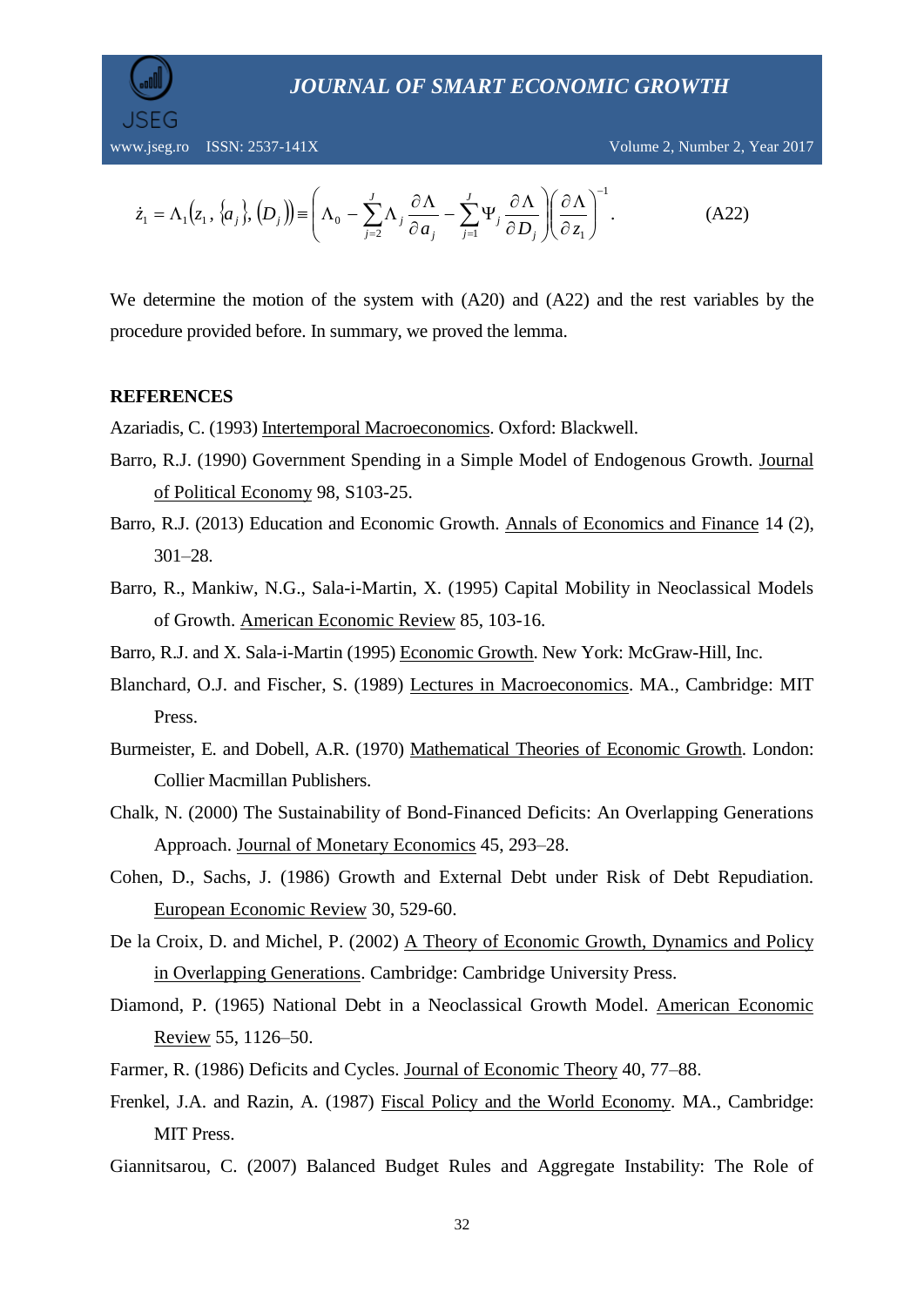$$\dot{z}_1 = \Lambda_1\left(z_1, \{a_j\}, (D_j)\right) \equiv \left(\Lambda_0 - \sum_{j=2}^{J} \Lambda_j \frac{\partial \Lambda}{\partial a_j} - \sum_{j=1}^{J} \Psi_j \frac{\partial \Lambda}{\partial D_j}\right)\left(\frac{\partial \Lambda}{\partial z_1}\right)^{-1}. \tag{A22}$$

We determine the motion of the system with (A20) and (A22) and the rest variables by the procedure provided before. In summary, we proved the lemma.

**REFERENCES**

Azariadis, C. (1993) Intertemporal Macroeconomics. Oxford: Blackwell.

Barro, R.J. (1990) Government Spending in a Simple Model of Endogenous Growth. Journal of Political Economy 98, S103-25.

Barro, R.J. (2013) Education and Economic Growth. Annals of Economics and Finance 14 (2), 301–28.

Barro, R., Mankiw, N.G., Sala-i-Martin, X. (1995) Capital Mobility in Neoclassical Models of Growth. American Economic Review 85, 103-16.

Barro, R.J. and X. Sala-i-Martin (1995) Economic Growth. New York: McGraw-Hill, Inc.

Blanchard, O.J. and Fischer, S. (1989) Lectures in Macroeconomics. MA., Cambridge: MIT Press.

Burmeister, E. and Dobell, A.R. (1970) Mathematical Theories of Economic Growth. London: Collier Macmillan Publishers.

Chalk, N. (2000) The Sustainability of Bond-Financed Deficits: An Overlapping Generations Approach. Journal of Monetary Economics 45, 293–28.

Cohen, D., Sachs, J. (1986) Growth and External Debt under Risk of Debt Repudiation. European Economic Review 30, 529-60.

De la Croix, D. and Michel, P. (2002) A Theory of Economic Growth, Dynamics and Policy in Overlapping Generations. Cambridge: Cambridge University Press.

Diamond, P. (1965) National Debt in a Neoclassical Growth Model. American Economic Review 55, 1126–50.

Farmer, R. (1986) Deficits and Cycles. Journal of Economic Theory 40, 77–88.

Frenkel, J.A. and Razin, A. (1987) Fiscal Policy and the World Economy. MA., Cambridge: MIT Press.

Giannitsarou, C. (2007) Balanced Budget Rules and Aggregate Instability: The Role of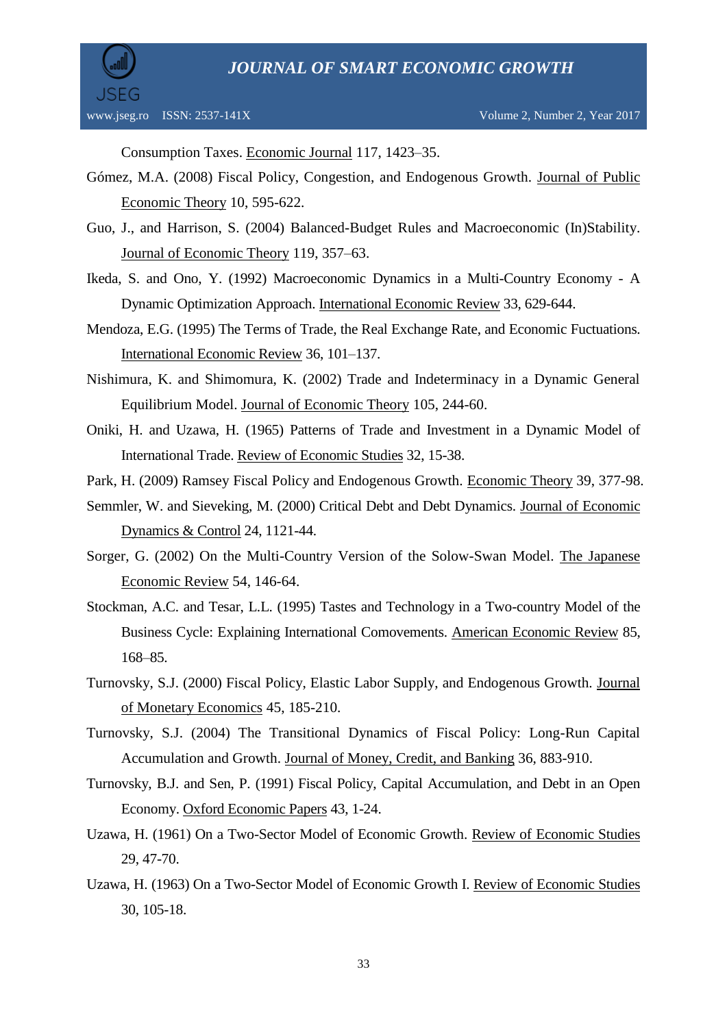Consumption Taxes. Economic Journal 117, 1423–35.

Gómez, M.A. (2008) Fiscal Policy, Congestion, and Endogenous Growth. Journal of Public Economic Theory 10, 595-622.

Guo, J., and Harrison, S. (2004) Balanced-Budget Rules and Macroeconomic (In)Stability. Journal of Economic Theory 119, 357–63.

Ikeda, S. and Ono, Y. (1992) Macroeconomic Dynamics in a Multi-Country Economy - A Dynamic Optimization Approach. International Economic Review 33, 629-644.

Mendoza, E.G. (1995) The Terms of Trade, the Real Exchange Rate, and Economic Fuctuations. International Economic Review 36, 101–137.

Nishimura, K. and Shimomura, K. (2002) Trade and Indeterminacy in a Dynamic General Equilibrium Model. Journal of Economic Theory 105, 244-60.

Oniki, H. and Uzawa, H. (1965) Patterns of Trade and Investment in a Dynamic Model of International Trade. Review of Economic Studies 32, 15-38.

Park, H. (2009) Ramsey Fiscal Policy and Endogenous Growth. Economic Theory 39, 377-98.

Semmler, W. and Sieveking, M. (2000) Critical Debt and Debt Dynamics. Journal of Economic Dynamics & Control 24, 1121-44.

Sorger, G. (2002) On the Multi-Country Version of the Solow-Swan Model. The Japanese Economic Review 54, 146-64.

Stockman, A.C. and Tesar, L.L. (1995) Tastes and Technology in a Two-country Model of the Business Cycle: Explaining International Comovements. American Economic Review 85, 168–85.

Turnovsky, S.J. (2000) Fiscal Policy, Elastic Labor Supply, and Endogenous Growth. Journal of Monetary Economics 45, 185-210.

Turnovsky, S.J. (2004) The Transitional Dynamics of Fiscal Policy: Long-Run Capital Accumulation and Growth. Journal of Money, Credit, and Banking 36, 883-910.

Turnovsky, B.J. and Sen, P. (1991) Fiscal Policy, Capital Accumulation, and Debt in an Open Economy. Oxford Economic Papers 43, 1-24.

Uzawa, H. (1961) On a Two-Sector Model of Economic Growth. Review of Economic Studies 29, 47-70.

Uzawa, H. (1963) On a Two-Sector Model of Economic Growth I. Review of Economic Studies 30, 105-18.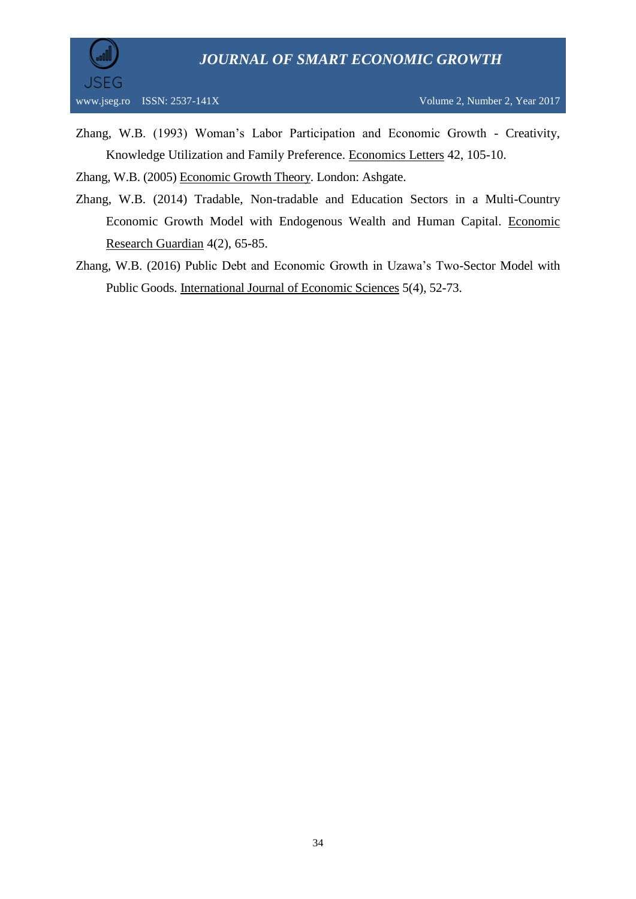Zhang, W.B. (1993) Woman's Labor Participation and Economic Growth - Creativity, Knowledge Utilization and Family Preference. Economics Letters 42, 105-10.

Zhang, W.B. (2005) Economic Growth Theory. London: Ashgate.

Zhang, W.B. (2014) Tradable, Non-tradable and Education Sectors in a Multi-Country Economic Growth Model with Endogenous Wealth and Human Capital. Economic Research Guardian 4(2), 65-85.

Zhang, W.B. (2016) Public Debt and Economic Growth in Uzawa's Two-Sector Model with Public Goods. International Journal of Economic Sciences 5(4), 52-73.